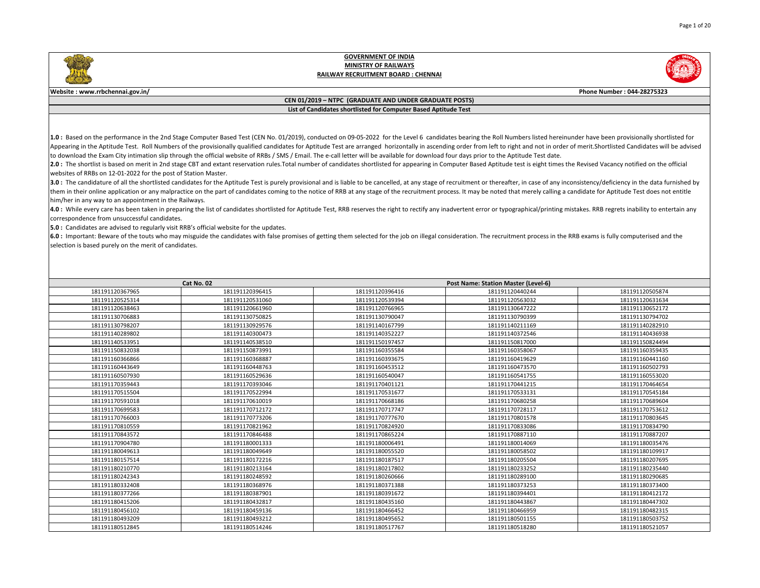**GOVERNMENT OF INDIA**
**MINISTRY OF RAILWAYS**
**RAILWAY RECRUITMENT BOARD : CHENNAI**

**Website : www.rrbchennai.gov.in/** **Phone Number : 044-28275323**

**CEN 01/2019 – NTPC (GRADUATE AND UNDER GRADUATE POSTS)**

**List of Candidates shortlisted for Computer Based Aptitude Test**

**1.0 :** Based on the performance in the 2nd Stage Computer Based Test (CEN No. 01/2019), conducted on 09-05-2022 for the Level 6 candidates bearing the Roll Numbers listed hereinunder have been provisionally shortlisted for Appearing in the Aptitude Test. Roll Numbers of the provisionally qualified candidates for Aptitude Test are arranged horizontally in ascending order from left to right and not in order of merit.Shortlisted Candidates will be advised to download the Exam City intimation slip through the official website of RRBs / SMS / Email. The e-call letter will be available for download four days prior to the Aptitude Test date.

**2.0 :** The shortlist is based on merit in 2nd stage CBT and extant reservation rules.Total number of candidates shortlisted for appearing in Computer Based Aptitude test is eight times the Revised Vacancy notified on the official websites of RRBs on 12-01-2022 for the post of Station Master.

**3.0 :** The candidature of all the shortlisted candidates for the Aptitude Test is purely provisional and is liable to be cancelled, at any stage of recruitment or thereafter, in case of any inconsistency/deficiency in the data furnished by them in their online application or any malpractice on the part of candidates coming to the notice of RRB at any stage of the recruitment process. It may be noted that merely calling a candidate for Aptitude Test does not entitle him/her in any way to an appointment in the Railways.

**4.0 :** While every care has been taken in preparing the list of candidates shortlisted for Aptitude Test, RRB reserves the right to rectify any inadvertent error or typographical/printing mistakes. RRB regrets inability to entertain any correspondence from unsuccessful candidates.

**5.0 :** Candidates are advised to regularly visit RRB's official website for the updates.

**6.0 :** Important: Beware of the touts who may misguide the candidates with false promises of getting them selected for the job on illegal consideration. The recruitment process in the RRB exams is fully computerised and the selection is based purely on the merit of candidates.

| Cat No. 02 | | Post Name: Station Master (Level-6) | | |
|---|---|---|---|---|
| 181191120367965 | 181191120396415 | 181191120396416 | 181191120440244 | 181191120505874 |
| 181191120525314 | 181191120531060 | 181191120539394 | 181191120563032 | 181191120631634 |
| 181191120638463 | 181191120661960 | 181191120766965 | 181191130647222 | 181191130652172 |
| 181191130706883 | 181191130750825 | 181191130790047 | 181191130790399 | 181191130794702 |
| 181191130798207 | 181191130929576 | 181191140167799 | 181191140211169 | 181191140282910 |
| 181191140289802 | 181191140300473 | 181191140352227 | 181191140372546 | 181191140436938 |
| 181191140533951 | 181191140538510 | 181191150197457 | 181191150817000 | 181191150824494 |
| 181191150832038 | 181191150873991 | 181191160355584 | 181191160358067 | 181191160359435 |
| 181191160366866 | 181191160368887 | 181191160393675 | 181191160419629 | 181191160441160 |
| 181191160443649 | 181191160448763 | 181191160453512 | 181191160473570 | 181191160502793 |
| 181191160507930 | 181191160529636 | 181191160540047 | 181191160541755 | 181191160553020 |
| 181191170359443 | 181191170393046 | 181191170401121 | 181191170441215 | 181191170464654 |
| 181191170515504 | 181191170522994 | 181191170531677 | 181191170533131 | 181191170545184 |
| 181191170591018 | 181191170610019 | 181191170668186 | 181191170680258 | 181191170689604 |
| 181191170699583 | 181191170712172 | 181191170717747 | 181191170728117 | 181191170753612 |
| 181191170766003 | 181191170773206 | 181191170777670 | 181191170801578 | 181191170803645 |
| 181191170810559 | 181191170821962 | 181191170824920 | 181191170833086 | 181191170834790 |
| 181191170843572 | 181191170846488 | 181191170865224 | 181191170887110 | 181191170887207 |
| 181191170904780 | 181191180001333 | 181191180006491 | 181191180014069 | 181191180035476 |
| 181191180049613 | 181191180049649 | 181191180055520 | 181191180058502 | 181191180109917 |
| 181191180157514 | 181191180172216 | 181191180187517 | 181191180205504 | 181191180207695 |
| 181191180210770 | 181191180213164 | 181191180217802 | 181191180233252 | 181191180235440 |
| 181191180242343 | 181191180248592 | 181191180260666 | 181191180289100 | 181191180290685 |
| 181191180332408 | 181191180368976 | 181191180371388 | 181191180373253 | 181191180373400 |
| 181191180377266 | 181191180387901 | 181191180391672 | 181191180394401 | 181191180412172 |
| 181191180415206 | 181191180432817 | 181191180435160 | 181191180443867 | 181191180447302 |
| 181191180456102 | 181191180459136 | 181191180466452 | 181191180466959 | 181191180482315 |
| 181191180493209 | 181191180493212 | 181191180495652 | 181191180501155 | 181191180503752 |
| 181191180512845 | 181191180514246 | 181191180517767 | 181191180518280 | 181191180521057 |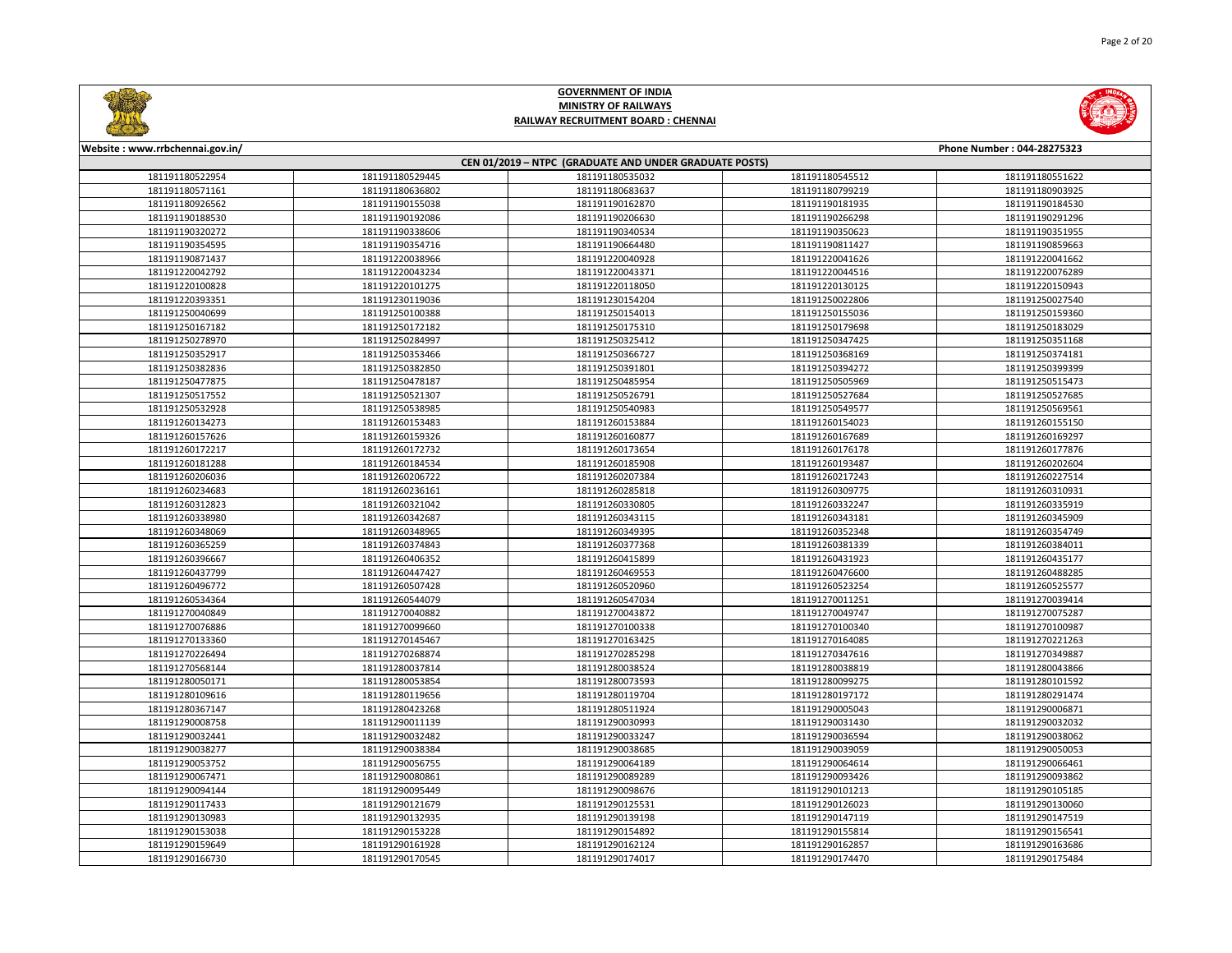# GOVERNMENT OF INDIA
## MINISTRY OF RAILWAYS
## RAILWAY RECRUITMENT BOARD : CHENNAI

Website : www.rrbchennai.gov.in/ Phone Number : 044-28275323

| CEN 01/2019 – NTPC (GRADUATE AND UNDER GRADUATE POSTS) | | | | |
|---|---|---|---|---|
| 181191180522954 | 181191180529445 | 181191180535032 | 181191180545512 | 181191180551622 |
| 181191180571161 | 181191180636802 | 181191180683637 | 181191180799219 | 181191180903925 |
| 181191180926562 | 181191190155038 | 181191190162870 | 181191190181935 | 181191190184530 |
| 181191190188530 | 181191190192086 | 181191190206630 | 181191190266298 | 181191190291296 |
| 181191190320272 | 181191190338606 | 181191190340534 | 181191190350623 | 181191190351955 |
| 181191190354595 | 181191190354716 | 181191190664480 | 181191190811427 | 181191190859663 |
| 181191190871437 | 181191220038966 | 181191220040928 | 181191220041626 | 181191220041662 |
| 181191220042792 | 181191220043234 | 181191220043371 | 181191220044516 | 181191220076289 |
| 181191220100828 | 181191220101275 | 181191220118050 | 181191220130125 | 181191220150943 |
| 181191220393351 | 181191230119036 | 181191230154204 | 181191250022806 | 181191250027540 |
| 181191250040699 | 181191250100388 | 181191250154013 | 181191250155036 | 181191250159360 |
| 181191250167182 | 181191250172182 | 181191250175310 | 181191250179698 | 181191250183029 |
| 181191250278970 | 181191250284997 | 181191250325412 | 181191250347425 | 181191250351168 |
| 181191250352917 | 181191250353466 | 181191250366727 | 181191250368169 | 181191250374181 |
| 181191250382836 | 181191250382850 | 181191250391801 | 181191250394272 | 181191250399399 |
| 181191250477875 | 181191250478187 | 181191250485954 | 181191250505969 | 181191250515473 |
| 181191250517552 | 181191250521307 | 181191250526791 | 181191250527684 | 181191250527685 |
| 181191250532928 | 181191250538985 | 181191250540983 | 181191250549577 | 181191250569561 |
| 181191260134273 | 181191260153483 | 181191260153884 | 181191260154023 | 181191260155150 |
| 181191260157626 | 181191260159326 | 181191260160877 | 181191260167689 | 181191260169297 |
| 181191260172217 | 181191260172732 | 181191260173654 | 181191260176178 | 181191260177876 |
| 181191260181288 | 181191260184534 | 181191260185908 | 181191260193487 | 181191260202604 |
| 181191260206036 | 181191260206722 | 181191260207384 | 181191260217243 | 181191260227514 |
| 181191260234683 | 181191260236161 | 181191260285818 | 181191260309775 | 181191260310931 |
| 181191260312823 | 181191260321042 | 181191260330805 | 181191260332247 | 181191260335919 |
| 181191260338980 | 181191260342687 | 181191260343115 | 181191260343181 | 181191260345909 |
| 181191260348069 | 181191260348965 | 181191260349395 | 181191260352348 | 181191260354749 |
| 181191260365259 | 181191260374843 | 181191260377368 | 181191260381339 | 181191260384011 |
| 181191260396667 | 181191260406352 | 181191260415899 | 181191260431923 | 181191260435177 |
| 181191260437799 | 181191260447427 | 181191260469553 | 181191260476600 | 181191260488285 |
| 181191260496772 | 181191260507428 | 181191260520960 | 181191260523254 | 181191260525577 |
| 181191260534364 | 181191260544079 | 181191260547034 | 181191270011251 | 181191270039414 |
| 181191270040849 | 181191270040882 | 181191270043872 | 181191270049747 | 181191270075287 |
| 181191270076886 | 181191270099660 | 181191270100338 | 181191270100340 | 181191270100987 |
| 181191270133360 | 181191270145467 | 181191270163425 | 181191270164085 | 181191270221263 |
| 181191270226494 | 181191270268874 | 181191270285298 | 181191270347616 | 181191270349887 |
| 181191270568144 | 181191280037814 | 181191280038524 | 181191280038819 | 181191280043866 |
| 181191280050171 | 181191280053854 | 181191280073593 | 181191280099275 | 181191280101592 |
| 181191280109616 | 181191280119656 | 181191280119704 | 181191280197172 | 181191280291474 |
| 181191280367147 | 181191280423268 | 181191280511924 | 181191290005043 | 181191290006871 |
| 181191290008758 | 181191290011139 | 181191290030993 | 181191290031430 | 181191290032032 |
| 181191290032441 | 181191290032482 | 181191290033247 | 181191290036594 | 181191290038062 |
| 181191290038277 | 181191290038384 | 181191290038685 | 181191290039059 | 181191290050053 |
| 181191290053752 | 181191290056755 | 181191290064189 | 181191290064614 | 181191290066461 |
| 181191290067471 | 181191290080861 | 181191290089289 | 181191290093426 | 181191290093862 |
| 181191290094144 | 181191290095449 | 181191290098676 | 181191290101213 | 181191290105185 |
| 181191290117433 | 181191290121679 | 181191290125531 | 181191290126023 | 181191290130060 |
| 181191290130983 | 181191290132935 | 181191290139198 | 181191290147119 | 181191290147519 |
| 181191290153038 | 181191290153228 | 181191290154892 | 181191290155814 | 181191290156541 |
| 181191290159649 | 181191290161928 | 181191290162124 | 181191290162857 | 181191290163686 |
| 181191290166730 | 181191290170545 | 181191290174017 | 181191290174470 | 181191290175484 |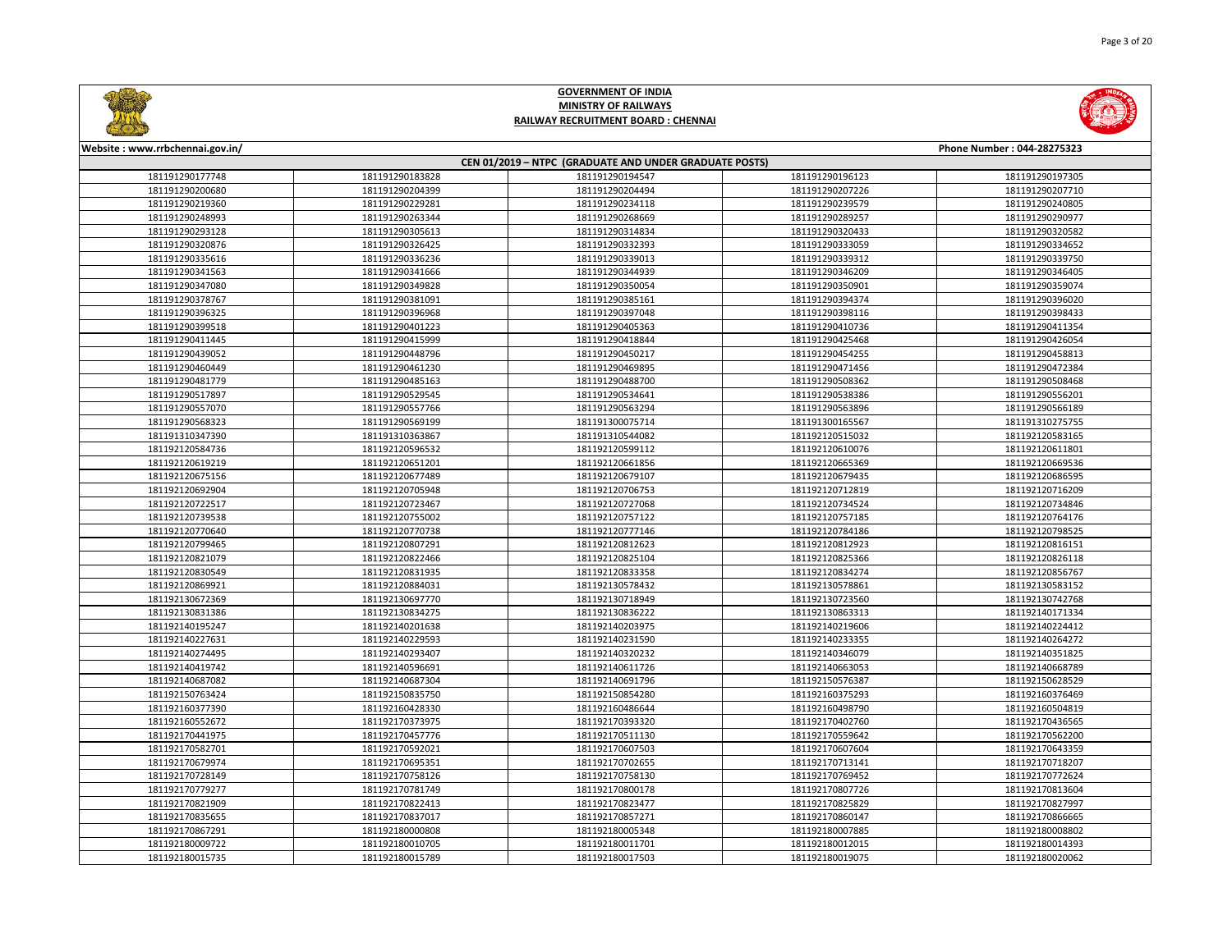# GOVERNMENT OF INDIA
## MINISTRY OF RAILWAYS
## RAILWAY RECRUITMENT BOARD : CHENNAI

Website : www.rrbchennai.gov.in/

Phone Number : 044-28275323

### CEN 01/2019 – NTPC (GRADUATE AND UNDER GRADUATE POSTS)

| | | | | |
|---|---|---|---|---|
| 181191290177748 | 181191290183828 | 181191290194547 | 181191290196123 | 181191290197305 |
| 181191290200680 | 181191290204399 | 181191290204494 | 181191290207226 | 181191290207710 |
| 181191290219360 | 181191290229281 | 181191290234118 | 181191290239579 | 181191290240805 |
| 181191290248993 | 181191290263344 | 181191290268669 | 181191290289257 | 181191290290977 |
| 181191290293128 | 181191290305613 | 181191290314834 | 181191290320433 | 181191290320582 |
| 181191290320876 | 181191290326425 | 181191290332393 | 181191290333059 | 181191290334652 |
| 181191290335616 | 181191290336236 | 181191290339013 | 181191290339312 | 181191290339750 |
| 181191290341563 | 181191290341666 | 181191290344939 | 181191290346209 | 181191290346405 |
| 181191290347080 | 181191290349828 | 181191290350054 | 181191290350901 | 181191290359074 |
| 181191290378767 | 181191290381091 | 181191290385161 | 181191290394374 | 181191290396020 |
| 181191290396325 | 181191290396968 | 181191290397048 | 181191290398116 | 181191290398433 |
| 181191290399518 | 181191290401223 | 181191290405363 | 181191290410736 | 181191290411354 |
| 181191290411445 | 181191290415999 | 181191290418844 | 181191290425468 | 181191290426054 |
| 181191290439052 | 181191290448796 | 181191290450217 | 181191290454255 | 181191290458813 |
| 181191290460449 | 181191290461230 | 181191290469895 | 181191290471456 | 181191290472384 |
| 181191290481779 | 181191290485163 | 181191290488700 | 181191290508362 | 181191290508468 |
| 181191290517897 | 181191290529545 | 181191290538641 | 181191290538386 | 181191290556201 |
| 181191290557070 | 181191290557766 | 181191290563294 | 181191290563896 | 181191290566189 |
| 181191290568323 | 181191290569199 | 181191300075714 | 181191300165567 | 181191310275755 |
| 181191310347390 | 181191310363867 | 181191310544082 | 181192120515032 | 181192120583165 |
| 181192120584736 | 181192120596532 | 181192120599112 | 181192120610076 | 181192120611801 |
| 181192120619219 | 181192120651201 | 181192120661856 | 181192120665369 | 181192120669536 |
| 181192120675156 | 181192120677489 | 181192120679107 | 181192120679435 | 181192120686595 |
| 181192120692904 | 181192120705948 | 181192120706753 | 181192120712819 | 181192120716209 |
| 181192120722517 | 181192120723467 | 181192120727068 | 181192120734524 | 181192120734846 |
| 181192120739538 | 181192120755002 | 181192120757122 | 181192120757185 | 181192120764176 |
| 181192120770640 | 181192120770738 | 181192120777146 | 181192120784186 | 181192120798525 |
| 181192120799465 | 181192120807291 | 181192120812623 | 181192120812923 | 181192120816151 |
| 181192120821079 | 181192120822466 | 181192120825104 | 181192120825366 | 181192120826118 |
| 181192120830549 | 181192120831935 | 181192120833358 | 181192120834274 | 181192120856767 |
| 181192120869921 | 181192120884031 | 181192130578432 | 181192130578861 | 181192130583152 |
| 181192130672369 | 181192130697770 | 181192130718949 | 181192130723560 | 181192130742768 |
| 181192130831386 | 181192130834275 | 181192130836222 | 181192130863313 | 181192140171334 |
| 181192140195247 | 181192140201638 | 181192140203975 | 181192140219606 | 181192140224412 |
| 181192140227631 | 181192140229593 | 181192140231590 | 181192140233355 | 181192140264272 |
| 181192140274495 | 181192140293407 | 181192140320232 | 181192140346079 | 181192140351825 |
| 181192140419742 | 181192140596691 | 181192140611726 | 181192140663053 | 181192140668789 |
| 181192140687082 | 181192140687304 | 181192140691796 | 181192150576387 | 181192150628529 |
| 181192150763424 | 181192150835750 | 181192150854280 | 181192160375293 | 181192160376469 |
| 181192160377390 | 181192160428330 | 181192160486644 | 181192160498790 | 181192160504819 |
| 181192160552672 | 181192170373975 | 181192170393320 | 181192170402760 | 181192170436565 |
| 181192170441975 | 181192170457776 | 181192170511130 | 181192170559642 | 181192170562200 |
| 181192170582701 | 181192170592021 | 181192170607503 | 181192170607604 | 181192170643359 |
| 181192170679974 | 181192170695351 | 181192170702655 | 181192170713141 | 181192170718207 |
| 181192170728149 | 181192170758126 | 181192170758130 | 181192170769452 | 181192170772624 |
| 181192170779277 | 181192170781749 | 181192170800178 | 181192170807726 | 181192170813604 |
| 181192170821909 | 181192170822413 | 181192170823477 | 181192170825829 | 181192170827997 |
| 181192170835655 | 181192170837017 | 181192170857271 | 181192170860147 | 181192170866665 |
| 181192170867291 | 181192180000808 | 181192180005348 | 181192180007885 | 181192180008802 |
| 181192180009722 | 181192180010705 | 181192180011701 | 181192180012015 | 181192180014393 |
| 181192180015735 | 181192180015789 | 181192180017503 | 181192180019075 | 181192180020062 |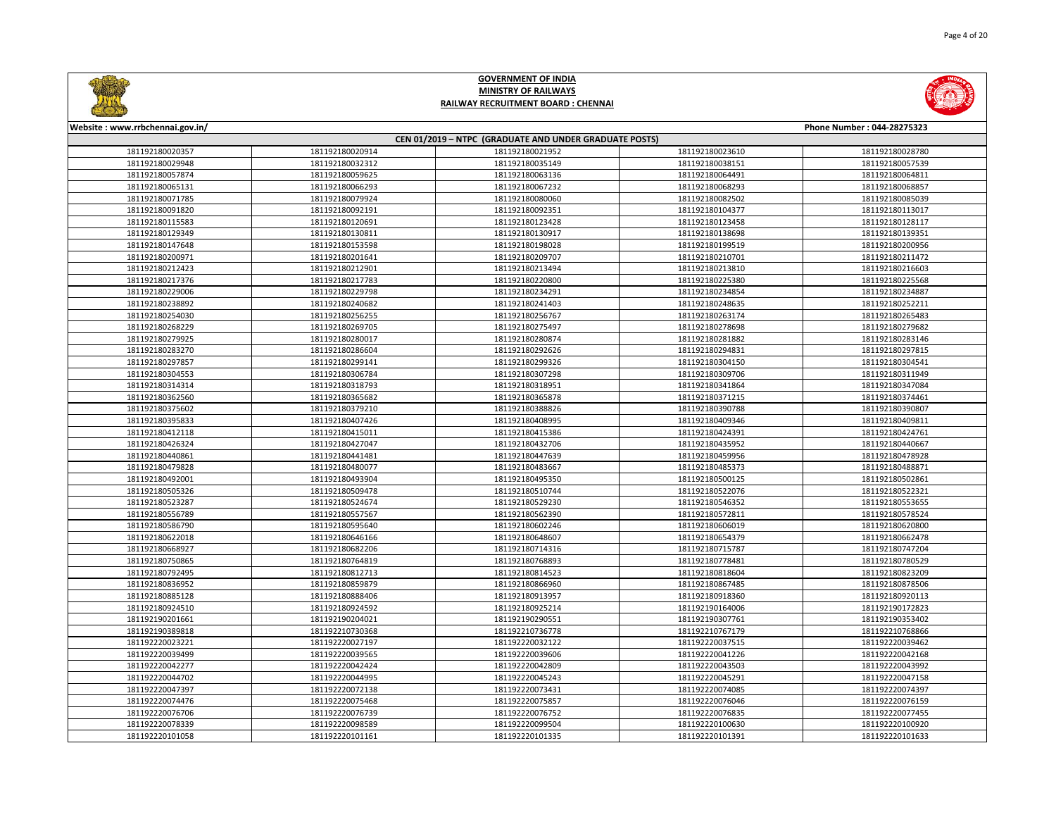# GOVERNMENT OF INDIA
## MINISTRY OF RAILWAYS
### RAILWAY RECRUITMENT BOARD : CHENNAI

Website : www.rrbchennai.gov.in/ | Phone Number : 044-28275323

**CEN 01/2019 – NTPC (GRADUATE AND UNDER GRADUATE POSTS)**

| | | | | |
|---|---|---|---|---|
| 181192180020357 | 181192180020914 | 181192180021952 | 181192180023610 | 181192180028780 |
| 181192180029948 | 181192180032312 | 181192180035149 | 181192180038151 | 181192180057539 |
| 181192180057874 | 181192180059625 | 181192180063136 | 181192180064491 | 181192180064811 |
| 181192180065131 | 181192180066293 | 181192180067232 | 181192180068293 | 181192180068857 |
| 181192180071785 | 181192180079924 | 181192180080060 | 181192180082502 | 181192180085039 |
| 181192180091820 | 181192180092191 | 181192180092351 | 181192180104377 | 181192180113017 |
| 181192180115583 | 181192180120691 | 181192180123428 | 181192180123458 | 181192180128117 |
| 181192180129349 | 181192180130811 | 181192180130917 | 181192180138698 | 181192180139351 |
| 181192180147648 | 181192180153598 | 181192180198028 | 181192180199519 | 181192180200956 |
| 181192180200971 | 181192180201641 | 181192180209707 | 181192180210701 | 181192180211472 |
| 181192180212423 | 181192180212901 | 181192180213494 | 181192180213810 | 181192180216603 |
| 181192180217376 | 181192180217783 | 181192180220800 | 181192180225380 | 181192180225568 |
| 181192180229006 | 181192180229798 | 181192180234291 | 181192180234854 | 181192180234887 |
| 181192180238892 | 181192180240682 | 181192180241403 | 181192180248635 | 181192180252211 |
| 181192180254030 | 181192180256255 | 181192180256767 | 181192180263174 | 181192180265483 |
| 181192180268229 | 181192180269705 | 181192180275497 | 181192180278698 | 181192180279682 |
| 181192180279925 | 181192180280017 | 181192180280874 | 181192180281882 | 181192180283146 |
| 181192180283270 | 181192180286604 | 181192180292626 | 181192180294831 | 181192180297815 |
| 181192180297857 | 181192180299141 | 181192180299326 | 181192180304150 | 181192180304541 |
| 181192180304553 | 181192180306784 | 181192180307298 | 181192180309706 | 181192180311949 |
| 181192180314314 | 181192180318793 | 181192180318951 | 181192180341864 | 181192180347084 |
| 181192180362560 | 181192180365682 | 181192180365878 | 181192180371215 | 181192180374461 |
| 181192180375602 | 181192180379210 | 181192180388826 | 181192180390788 | 181192180390807 |
| 181192180395833 | 181192180407426 | 181192180408995 | 181192180409346 | 181192180409811 |
| 181192180412118 | 181192180415011 | 181192180415386 | 181192180424391 | 181192180424761 |
| 181192180426324 | 181192180427047 | 181192180432706 | 181192180435952 | 181192180440667 |
| 181192180440861 | 181192180441481 | 181192180447639 | 181192180459956 | 181192180478928 |
| 181192180479828 | 181192180480077 | 181192180483667 | 181192180485373 | 181192180488871 |
| 181192180492001 | 181192180493904 | 181192180495350 | 181192180500125 | 181192180502861 |
| 181192180505326 | 181192180509478 | 181192180510744 | 181192180522076 | 181192180522321 |
| 181192180523287 | 181192180524674 | 181192180529230 | 181192180546352 | 181192180553655 |
| 181192180556789 | 181192180557567 | 181192180562390 | 181192180572811 | 181192180578524 |
| 181192180586790 | 181192180595640 | 181192180602246 | 181192180606019 | 181192180620800 |
| 181192180622018 | 181192180646166 | 181192180648607 | 181192180654379 | 181192180662478 |
| 181192180668927 | 181192180682206 | 181192180714316 | 181192180715787 | 181192180747204 |
| 181192180750865 | 181192180764819 | 181192180768893 | 181192180778481 | 181192180780529 |
| 181192180792495 | 181192180812713 | 181192180814523 | 181192180818604 | 181192180823209 |
| 181192180836952 | 181192180859879 | 181192180866960 | 181192180867485 | 181192180878506 |
| 181192180885128 | 181192180888406 | 181192180913957 | 181192180918360 | 181192180920113 |
| 181192180924510 | 181192180924592 | 181192180925214 | 181192190164006 | 181192190172823 |
| 181192190201661 | 181192190204021 | 181192190290551 | 181192190307761 | 181192190353402 |
| 181192190389818 | 181192210730368 | 181192210736778 | 181192210767179 | 181192210768866 |
| 181192220023221 | 181192220027197 | 181192220032122 | 181192220037515 | 181192220039462 |
| 181192220039499 | 181192220039565 | 181192220039606 | 181192220041226 | 181192220042168 |
| 181192220042277 | 181192220042424 | 181192220042809 | 181192220043503 | 181192220043992 |
| 181192220044702 | 181192220044995 | 181192220045243 | 181192220045291 | 181192220047158 |
| 181192220047397 | 181192220072138 | 181192220073431 | 181192220074085 | 181192220074397 |
| 181192220074476 | 181192220075468 | 181192220075857 | 181192220076046 | 181192220076159 |
| 181192220076706 | 181192220076739 | 181192220076752 | 181192220076835 | 181192220077455 |
| 181192220078339 | 181192220098589 | 181192220099504 | 181192220100630 | 181192220100920 |
| 181192220101058 | 181192220101161 | 181192220101335 | 181192220101391 | 181192220101633 |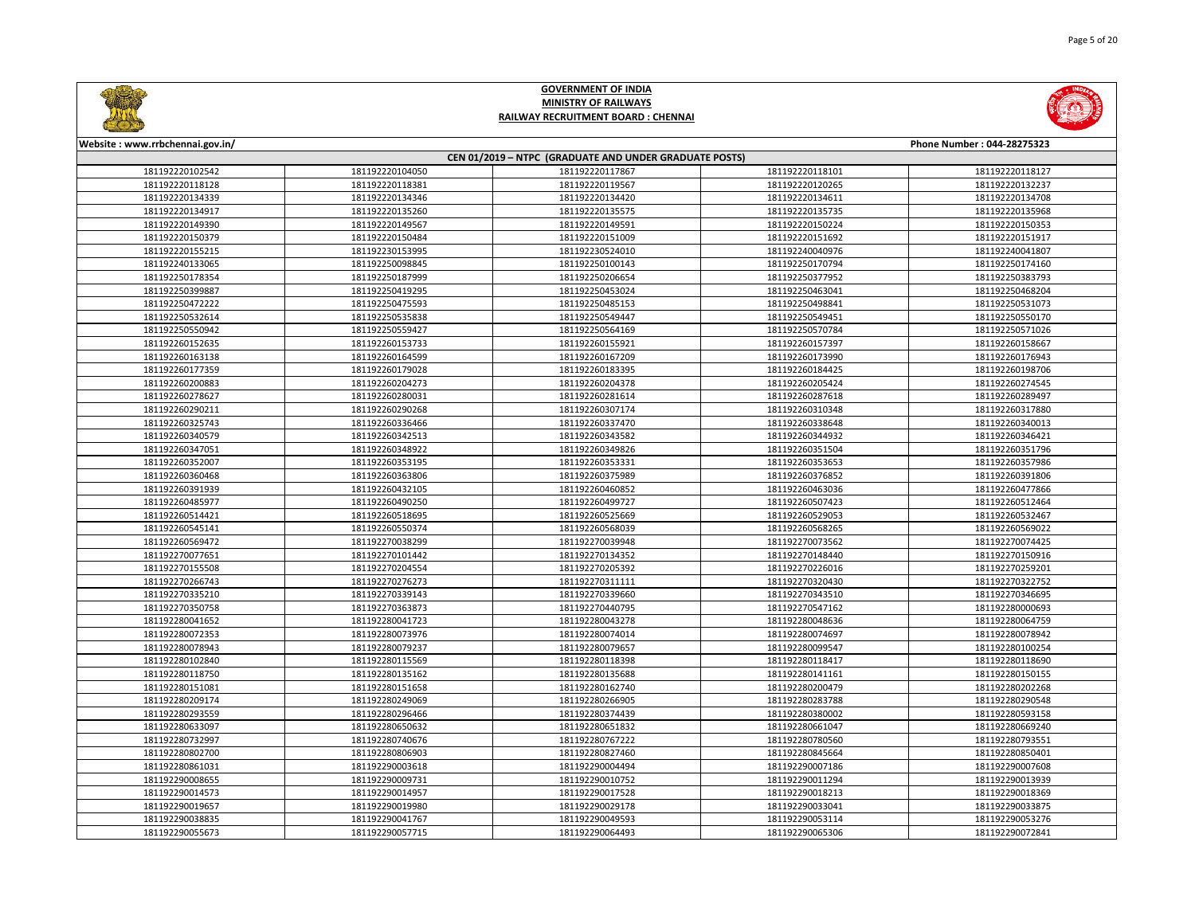**GOVERNMENT OF INDIA**
**MINISTRY OF RAILWAYS**
**RAILWAY RECRUITMENT BOARD : CHENNAI**

Website : www.rrbchennai.gov.in/ Phone Number : 044-28275323

**CEN 01/2019 – NTPC (GRADUATE AND UNDER GRADUATE POSTS)**

| | | | | |
|---|---|---|---|---|
| 181192220102542 | 181192220104050 | 181192220117867 | 181192220118101 | 181192220118127 |
| 181192220118128 | 181192220118381 | 181192220119567 | 181192220120265 | 181192220132237 |
| 181192220134339 | 181192220134346 | 181192220134420 | 181192220134611 | 181192220134708 |
| 181192220134917 | 181192220135260 | 181192220135575 | 181192220135735 | 181192220135968 |
| 181192220149390 | 181192220149567 | 181192220149591 | 181192220150224 | 181192220150353 |
| 181192220150379 | 181192220150484 | 181192220151009 | 181192220151692 | 181192220151917 |
| 181192220155215 | 181192230153995 | 181192230524010 | 181192240040976 | 181192240041807 |
| 181192240133065 | 181192250098845 | 181192250100143 | 181192250170794 | 181192250174160 |
| 181192250178354 | 181192250187999 | 181192250206654 | 181192250377952 | 181192250383793 |
| 181192250399887 | 181192250419295 | 181192250453024 | 181192250463041 | 181192250468204 |
| 181192250472222 | 181192250475593 | 181192250485153 | 181192250498841 | 181192250531073 |
| 181192250532614 | 181192250535838 | 181192250549447 | 181192250549451 | 181192250550170 |
| 181192250550942 | 181192250559427 | 181192250564169 | 181192250570784 | 181192250571026 |
| 181192260152635 | 181192260153733 | 181192260155921 | 181192260157397 | 181192260158667 |
| 181192260163138 | 181192260164599 | 181192260167209 | 181192260173990 | 181192260176943 |
| 181192260177359 | 181192260179028 | 181192260183395 | 181192260184425 | 181192260198706 |
| 181192260200883 | 181192260204273 | 181192260204378 | 181192260205424 | 181192260274545 |
| 181192260278627 | 181192260280031 | 181192260281614 | 181192260287618 | 181192260289497 |
| 181192260290211 | 181192260290268 | 181192260307174 | 181192260310348 | 181192260317880 |
| 181192260325743 | 181192260336466 | 181192260337470 | 181192260338648 | 181192260340013 |
| 181192260340579 | 181192260342513 | 181192260343582 | 181192260344932 | 181192260346421 |
| 181192260347051 | 181192260348922 | 181192260349826 | 181192260351504 | 181192260351796 |
| 181192260352007 | 181192260353195 | 181192260353331 | 181192260353653 | 181192260357986 |
| 181192260360468 | 181192260363806 | 181192260375989 | 181192260376852 | 181192260391806 |
| 181192260391939 | 181192260432105 | 181192260460852 | 181192260463036 | 181192260477866 |
| 181192260485977 | 181192260490250 | 181192260499727 | 181192260507423 | 181192260512464 |
| 181192260514421 | 181192260518695 | 181192260525669 | 181192260529053 | 181192260532467 |
| 181192260545141 | 181192260550374 | 181192260568039 | 181192260568265 | 181192260569022 |
| 181192260569472 | 181192270038299 | 181192270039948 | 181192270073562 | 181192270074425 |
| 181192270077651 | 181192270101442 | 181192270134352 | 181192270148440 | 181192270150916 |
| 181192270155508 | 181192270204554 | 181192270205392 | 181192270226016 | 181192270259201 |
| 181192270266743 | 181192270276273 | 181192270311111 | 181192270320430 | 181192270322752 |
| 181192270335210 | 181192270339143 | 181192270339660 | 181192270343510 | 181192270346695 |
| 181192270350758 | 181192270363873 | 181192270440795 | 181192270547162 | 181192280000693 |
| 181192280041652 | 181192280041723 | 181192280043278 | 181192280048636 | 181192280064759 |
| 181192280072353 | 181192280073976 | 181192280074014 | 181192280074697 | 181192280078942 |
| 181192280078943 | 181192280079237 | 181192280079657 | 181192280099547 | 181192280100254 |
| 181192280102840 | 181192280115569 | 181192280118398 | 181192280118417 | 181192280118690 |
| 181192280118750 | 181192280135162 | 181192280135688 | 181192280141161 | 181192280150155 |
| 181192280151081 | 181192280151658 | 181192280162740 | 181192280200479 | 181192280202268 |
| 181192280209174 | 181192280249069 | 181192280266905 | 181192280283788 | 181192280290548 |
| 181192280293559 | 181192280296466 | 181192280374439 | 181192280380002 | 181192280593158 |
| 181192280633097 | 181192280650632 | 181192280651832 | 181192280661047 | 181192280669240 |
| 181192280732997 | 181192280740676 | 181192280767222 | 181192280780560 | 181192280793551 |
| 181192280802700 | 181192280806903 | 181192280827460 | 181192280845664 | 181192280850401 |
| 181192280861031 | 181192290003618 | 181192290004494 | 181192290007186 | 181192290007608 |
| 181192290008655 | 181192290009731 | 181192290010752 | 181192290011294 | 181192290013939 |
| 181192290014573 | 181192290014957 | 181192290017528 | 181192290018213 | 181192290018369 |
| 181192290019657 | 181192290019980 | 181192290029178 | 181192290033041 | 181192290033875 |
| 181192290038835 | 181192290041767 | 181192290049593 | 181192290053114 | 181192290053276 |
| 181192290055673 | 181192290057715 | 181192290064493 | 181192290065306 | 181192290072841 |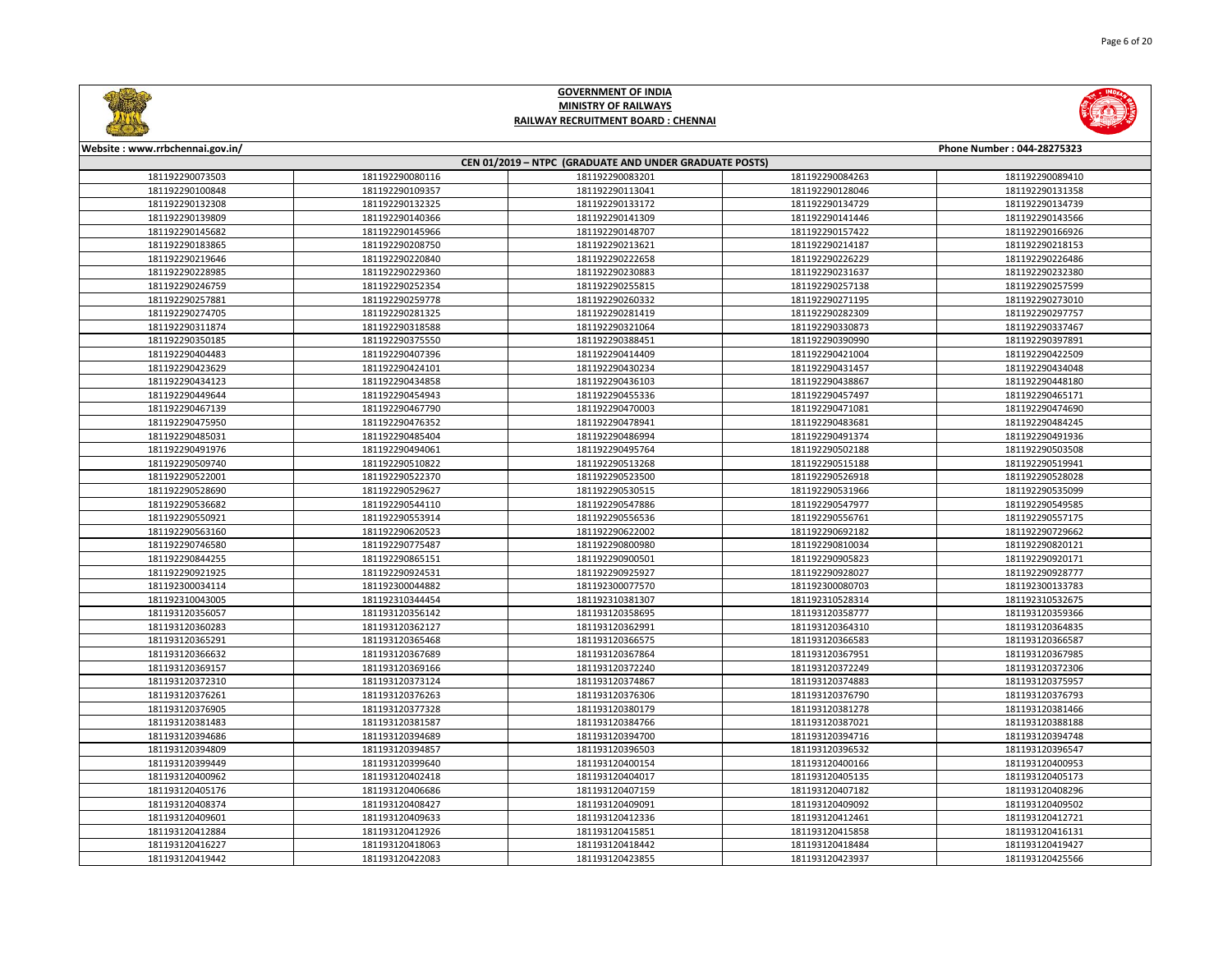# GOVERNMENT OF INDIA
## MINISTRY OF RAILWAYS
## RAILWAY RECRUITMENT BOARD : CHENNAI

Website : www.rrbchennai.gov.in/ Phone Number : 044-28275323

### CEN 01/2019 – NTPC (GRADUATE AND UNDER GRADUATE POSTS)

| | | | | |
|---|---|---|---|---|
| 181192290073503 | 181192290080116 | 181192290083201 | 181192290084263 | 181192290089410 |
| 181192290100848 | 181192290109357 | 181192290113041 | 181192290128046 | 181192290131358 |
| 181192290132308 | 181192290132325 | 181192290133172 | 181192290134729 | 181192290134739 |
| 181192290139809 | 181192290140366 | 181192290141309 | 181192290141446 | 181192290143566 |
| 181192290145682 | 181192290145966 | 181192290148707 | 181192290157422 | 181192290166926 |
| 181192290183865 | 181192290208750 | 181192290213621 | 181192290214187 | 181192290218153 |
| 181192290219646 | 181192290220840 | 181192290222658 | 181192290226229 | 181192290226486 |
| 181192290228985 | 181192290229360 | 181192290230883 | 181192290231637 | 181192290232380 |
| 181192290246759 | 181192290252354 | 181192290255815 | 181192290257138 | 181192290257599 |
| 181192290257881 | 181192290259778 | 181192290260332 | 181192290271195 | 181192290273010 |
| 181192290274705 | 181192290281325 | 181192290281419 | 181192290282309 | 181192290297757 |
| 181192290311874 | 181192290318588 | 181192290321064 | 181192290330873 | 181192290337467 |
| 181192290350185 | 181192290375550 | 181192290388451 | 181192290390990 | 181192290397891 |
| 181192290404483 | 181192290407396 | 181192290414409 | 181192290421004 | 181192290422509 |
| 181192290423629 | 181192290424101 | 181192290430234 | 181192290431457 | 181192290434048 |
| 181192290434123 | 181192290434858 | 181192290436103 | 181192290438867 | 181192290448180 |
| 181192290449644 | 181192290454943 | 181192290455336 | 181192290457497 | 181192290465171 |
| 181192290467139 | 181192290467790 | 181192290470003 | 181192290471081 | 181192290474690 |
| 181192290475950 | 181192290476352 | 181192290478941 | 181192290483681 | 181192290484245 |
| 181192290485031 | 181192290485404 | 181192290486994 | 181192290491374 | 181192290491936 |
| 181192290491976 | 181192290494061 | 181192290495764 | 181192290502188 | 181192290503508 |
| 181192290509740 | 181192290510822 | 181192290515268 | 181192290515188 | 181192290519941 |
| 181192290522001 | 181192290522370 | 181192290523500 | 181192290526918 | 181192290528028 |
| 181192290528690 | 181192290529627 | 181192290530515 | 181192290531966 | 181192290535099 |
| 181192290536682 | 181192290544110 | 181192290547886 | 181192290547977 | 181192290549585 |
| 181192290550921 | 181192290553914 | 181192290556536 | 181192290556761 | 181192290557175 |
| 181192290563160 | 181192290620523 | 181192290622002 | 181192290692182 | 181192290729662 |
| 181192290746580 | 181192290775487 | 181192290800980 | 181192290810034 | 181192290820121 |
| 181192290844255 | 181192290865151 | 181192290900501 | 181192290905823 | 181192290920171 |
| 181192290921925 | 181192290924531 | 181192290925927 | 181192290928027 | 181192290928777 |
| 181192300034114 | 181192300044882 | 181192300077570 | 181192300080703 | 181192300133783 |
| 181192310043005 | 181192310344454 | 181192310381307 | 181192310528314 | 181192310532675 |
| 181193120356057 | 181193120356142 | 181193120358695 | 181193120358777 | 181193120359366 |
| 181193120360283 | 181193120362127 | 181193120362991 | 181193120364310 | 181193120364835 |
| 181193120365291 | 181193120365468 | 181193120366575 | 181193120366583 | 181193120366587 |
| 181193120366632 | 181193120367689 | 181193120367864 | 181193120367951 | 181193120367985 |
| 181193120369157 | 181193120369166 | 181193120372240 | 181193120372249 | 181193120372306 |
| 181193120372310 | 181193120373124 | 181193120374867 | 181193120374883 | 181193120375957 |
| 181193120376261 | 181193120376263 | 181193120376306 | 181193120376790 | 181193120376793 |
| 181193120376905 | 181193120377328 | 181193120380179 | 181193120381278 | 181193120381466 |
| 181193120381483 | 181193120381587 | 181193120384766 | 181193120387021 | 181193120388188 |
| 181193120394686 | 181193120394689 | 181193120394700 | 181193120394716 | 181193120394748 |
| 181193120394809 | 181193120394857 | 181193120396503 | 181193120396532 | 181193120396547 |
| 181193120399449 | 181193120399640 | 181193120400154 | 181193120400166 | 181193120400953 |
| 181193120400962 | 181193120402418 | 181193120404017 | 181193120405135 | 181193120405173 |
| 181193120405176 | 181193120406686 | 181193120407159 | 181193120407182 | 181193120408296 |
| 181193120408374 | 181193120408427 | 181193120409091 | 181193120409092 | 181193120409502 |
| 181193120409601 | 181193120409633 | 181193120412336 | 181193120412461 | 181193120412721 |
| 181193120412884 | 181193120412926 | 181193120415851 | 181193120415858 | 181193120416131 |
| 181193120416227 | 181193120418063 | 181193120418442 | 181193120418484 | 181193120419427 |
| 181193120419442 | 181193120422083 | 181193120423855 | 181193120423937 | 181193120425566 |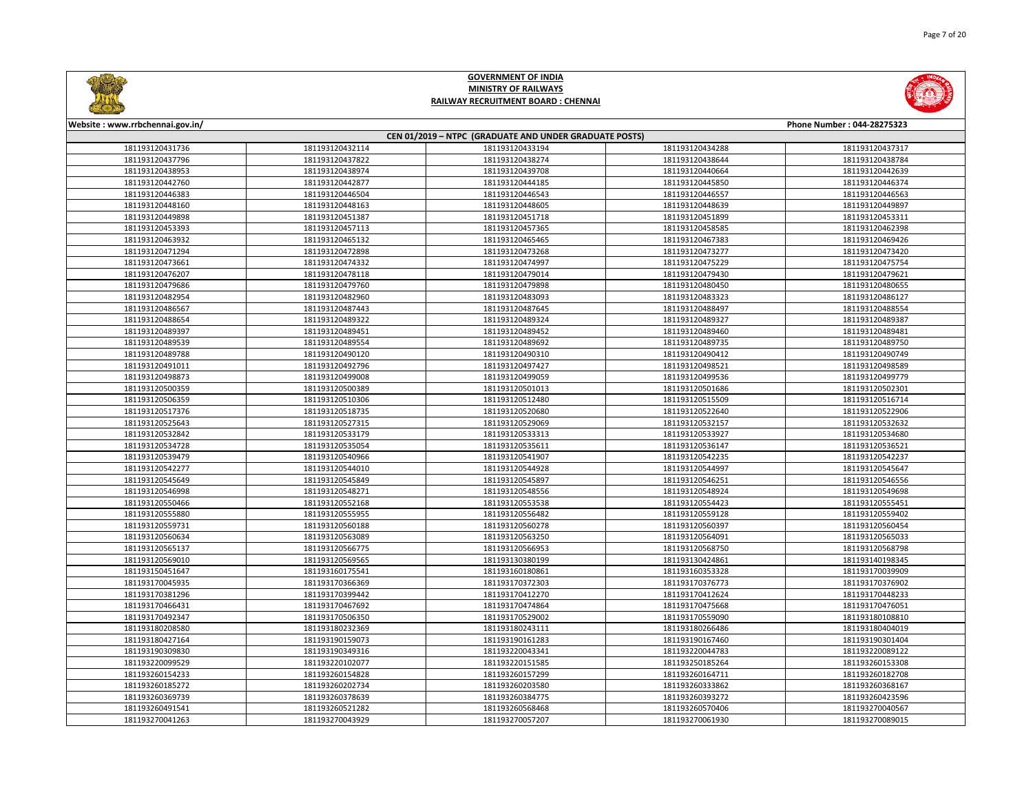# GOVERNMENT OF INDIA

## MINISTRY OF RAILWAYS

## RAILWAY RECRUITMENT BOARD : CHENNAI

Website : www.rrbchennai.gov.in/

Phone Number : 044-28275323

### CEN 01/2019 – NTPC (GRADUATE AND UNDER GRADUATE POSTS)

| | | | | |
|---|---|---|---|---|
| 181193120431736 | 181193120432114 | 181193120433194 | 181193120434288 | 181193120437317 |
| 181193120437796 | 181193120437822 | 181193120438274 | 181193120438644 | 181193120438784 |
| 181193120438953 | 181193120438974 | 181193120439708 | 181193120440664 | 181193120442639 |
| 181193120442760 | 181193120442877 | 181193120444185 | 181193120445850 | 181193120446374 |
| 181193120446383 | 181193120446504 | 181193120446543 | 181193120446557 | 181193120446563 |
| 181193120448160 | 181193120448163 | 181193120448605 | 181193120448639 | 181193120449897 |
| 181193120449898 | 181193120451387 | 181193120451718 | 181193120451899 | 181193120453311 |
| 181193120453393 | 181193120457113 | 181193120457365 | 181193120458585 | 181193120462398 |
| 181193120463932 | 181193120465132 | 181193120465465 | 181193120467383 | 181193120469426 |
| 181193120471294 | 181193120472898 | 181193120473268 | 181193120473277 | 181193120473420 |
| 181193120473661 | 181193120474332 | 181193120474997 | 181193120475229 | 181193120475754 |
| 181193120476207 | 181193120478118 | 181193120479014 | 181193120479430 | 181193120479621 |
| 181193120479686 | 181193120479760 | 181193120479898 | 181193120480450 | 181193120480655 |
| 181193120482954 | 181193120482960 | 181193120483093 | 181193120483323 | 181193120486127 |
| 181193120486567 | 181193120487443 | 181193120487645 | 181193120488497 | 181193120488554 |
| 181193120488654 | 181193120489322 | 181193120489324 | 181193120489327 | 181193120489387 |
| 181193120489397 | 181193120489451 | 181193120489452 | 181193120489460 | 181193120489481 |
| 181193120489539 | 181193120489554 | 181193120489692 | 181193120489735 | 181193120489750 |
| 181193120489788 | 181193120490120 | 181193120490310 | 181193120490412 | 181193120490749 |
| 181193120491011 | 181193120492796 | 181193120497427 | 181193120498521 | 181193120498589 |
| 181193120498873 | 181193120499008 | 181193120499059 | 181193120499536 | 181193120499779 |
| 181193120500359 | 181193120500389 | 181193120501013 | 181193120501686 | 181193120502301 |
| 181193120506359 | 181193120510306 | 181193120512480 | 181193120515509 | 181193120516714 |
| 181193120517376 | 181193120518735 | 181193120520680 | 181193120522640 | 181193120522906 |
| 181193120525643 | 181193120527315 | 181193120529069 | 181193120532157 | 181193120532632 |
| 181193120532842 | 181193120533179 | 181193120533313 | 181193120533927 | 181193120534680 |
| 181193120534728 | 181193120535054 | 181193120535611 | 181193120536147 | 181193120536521 |
| 181193120539479 | 181193120540966 | 181193120541907 | 181193120542235 | 181193120542237 |
| 181193120542277 | 181193120544010 | 181193120544928 | 181193120544997 | 181193120545647 |
| 181193120545649 | 181193120545849 | 181193120545897 | 181193120546251 | 181193120546556 |
| 181193120546998 | 181193120548271 | 181193120548556 | 181193120548924 | 181193120549698 |
| 181193120550466 | 181193120552168 | 181193120553538 | 181193120554423 | 181193120555451 |
| 181193120555880 | 181193120555955 | 181193120556482 | 181193120559128 | 181193120559402 |
| 181193120559731 | 181193120560188 | 181193120560278 | 181193120560397 | 181193120560454 |
| 181193120560634 | 181193120563089 | 181193120563250 | 181193120564091 | 181193120565033 |
| 181193120565137 | 181193120566775 | 181193120566953 | 181193120568750 | 181193120568798 |
| 181193120569010 | 181193120569565 | 181193130380199 | 181193130424861 | 181193140198345 |
| 181193150451647 | 181193160175541 | 181193160180861 | 181193160353328 | 181193170039909 |
| 181193170045935 | 181193170366369 | 181193170372303 | 181193170376773 | 181193170376902 |
| 181193170381296 | 181193170399442 | 181193170412270 | 181193170412624 | 181193170448233 |
| 181193170466431 | 181193170467692 | 181193170474864 | 181193170475668 | 181193170476051 |
| 181193170492347 | 181193170506350 | 181193170529002 | 181193170559090 | 181193180108810 |
| 181193180208580 | 181193180232369 | 181193180243111 | 181193180266486 | 181193180404019 |
| 181193180427164 | 181193190159073 | 181193190161283 | 181193190167460 | 181193190301404 |
| 181193190309830 | 181193190349316 | 181193220043341 | 181193220044783 | 181193220089122 |
| 181193220099529 | 181193220102077 | 181193220151585 | 181193250185264 | 181193260153308 |
| 181193260154233 | 181193260154828 | 181193260157299 | 181193260164711 | 181193260182708 |
| 181193260185272 | 181193260202734 | 181193260203580 | 181193260333862 | 181193260368167 |
| 181193260369739 | 181193260378639 | 181193260384775 | 181193260393272 | 181193260423596 |
| 181193260491541 | 181193260521282 | 181193260568468 | 181193260570406 | 181193270040567 |
| 181193270041263 | 181193270043929 | 181193270057207 | 181193270061930 | 181193270089015 |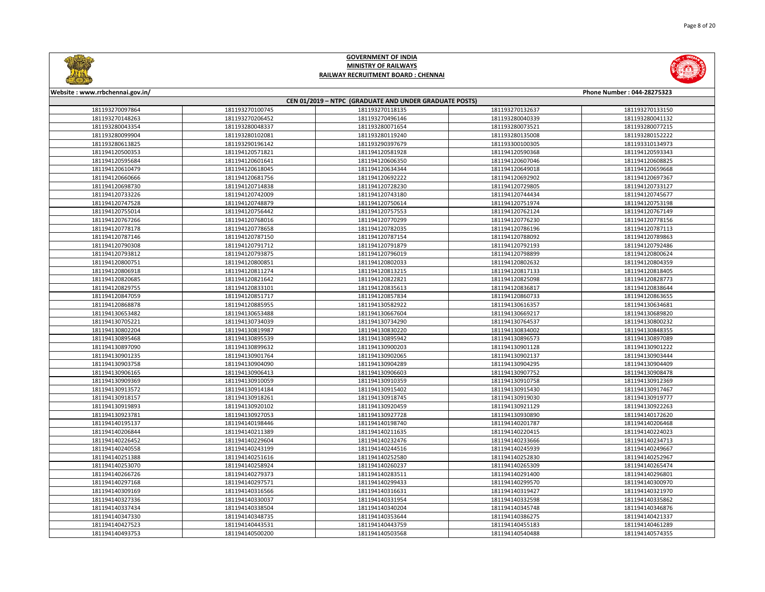# GOVERNMENT OF INDIA
## MINISTRY OF RAILWAYS
## RAILWAY RECRUITMENT BOARD : CHENNAI

Website : www.rrbchennai.gov.in/ Phone Number : 044-28275323

**CEN 01/2019 – NTPC (GRADUATE AND UNDER GRADUATE POSTS)**

| | | | | |
|---|---|---|---|---|
| 181193270097864 | 181193270100745 | 181193270118135 | 181193270132637 | 181193270133150 |
| 181193270148263 | 181193270206452 | 181193270496146 | 181193280040339 | 181193280041132 |
| 181193280043354 | 181193280048337 | 181193280071654 | 181193280073521 | 181193280077215 |
| 181193280099904 | 181193280102081 | 181193280119240 | 181193280135008 | 181193280152222 |
| 181193280613825 | 181193290196142 | 181193290397679 | 181193300100305 | 181193310134973 |
| 181194120500353 | 181194120571821 | 181194120581928 | 181194120590368 | 181194120593343 |
| 181194120595684 | 181194120601641 | 181194120606350 | 181194120607046 | 181194120608825 |
| 181194120610479 | 181194120618045 | 181194120634344 | 181194120649018 | 181194120659668 |
| 181194120660666 | 181194120681756 | 181194120692222 | 181194120692902 | 181194120697367 |
| 181194120698730 | 181194120714838 | 181194120728230 | 181194120729805 | 181194120733127 |
| 181194120733226 | 181194120742009 | 181194120743180 | 181194120744434 | 181194120745677 |
| 181194120747528 | 181194120748879 | 181194120750614 | 181194120751974 | 181194120753198 |
| 181194120755014 | 181194120756442 | 181194120757553 | 181194120762124 | 181194120767149 |
| 181194120767266 | 181194120768016 | 181194120770299 | 181194120776230 | 181194120778156 |
| 181194120778178 | 181194120778658 | 181194120782035 | 181194120786196 | 181194120787113 |
| 181194120787146 | 181194120787150 | 181194120787154 | 181194120788092 | 181194120789863 |
| 181194120790308 | 181194120791712 | 181194120791879 | 181194120792193 | 181194120792486 |
| 181194120793812 | 181194120793875 | 181194120796019 | 181194120798899 | 181194120800624 |
| 181194120800751 | 181194120800851 | 181194120802033 | 181194120802632 | 181194120804359 |
| 181194120806918 | 181194120811274 | 181194120813215 | 181194120817133 | 181194120818405 |
| 181194120820685 | 181194120821642 | 181194120822821 | 181194120825098 | 181194120828773 |
| 181194120829755 | 181194120833101 | 181194120835613 | 181194120836817 | 181194120838644 |
| 181194120847059 | 181194120851717 | 181194120857834 | 181194120860733 | 181194120863655 |
| 181194120868878 | 181194120885955 | 181194130582922 | 181194130616357 | 181194130634681 |
| 181194130653482 | 181194130653488 | 181194130667604 | 181194130669217 | 181194130689820 |
| 181194130705221 | 181194130734039 | 181194130734290 | 181194130764537 | 181194130800232 |
| 181194130802204 | 181194130819987 | 181194130830220 | 181194130834002 | 181194130848355 |
| 181194130895468 | 181194130895539 | 181194130895942 | 181194130896573 | 181194130897089 |
| 181194130897090 | 181194130899632 | 181194130900203 | 181194130901128 | 181194130901222 |
| 181194130901235 | 181194130901764 | 181194130902065 | 181194130902137 | 181194130903444 |
| 181194130903758 | 181194130904090 | 181194130904289 | 181194130904295 | 181194130904409 |
| 181194130906165 | 181194130906413 | 181194130906603 | 181194130907752 | 181194130908478 |
| 181194130909369 | 181194130910059 | 181194130910359 | 181194130910758 | 181194130912369 |
| 181194130913572 | 181194130914184 | 181194130915402 | 181194130915430 | 181194130917467 |
| 181194130918157 | 181194130918261 | 181194130918745 | 181194130919030 | 181194130919777 |
| 181194130919893 | 181194130920102 | 181194130920459 | 181194130921129 | 181194130922263 |
| 181194130923781 | 181194130927053 | 181194130927728 | 181194130930890 | 181194140172620 |
| 181194140195137 | 181194140198446 | 181194140198740 | 181194140201787 | 181194140206468 |
| 181194140206844 | 181194140211389 | 181194140211635 | 181194140220415 | 181194140224023 |
| 181194140226452 | 181194140229604 | 181194140232476 | 181194140233666 | 181194140234713 |
| 181194140240558 | 181194140243199 | 181194140244516 | 181194140245939 | 181194140249667 |
| 181194140251388 | 181194140251616 | 181194140252580 | 181194140252830 | 181194140252967 |
| 181194140253070 | 181194140258924 | 181194140260237 | 181194140265309 | 181194140265474 |
| 181194140266726 | 181194140279373 | 181194140283511 | 181194140291400 | 181194140296801 |
| 181194140297168 | 181194140297571 | 181194140299433 | 181194140299570 | 181194140300970 |
| 181194140309169 | 181194140316566 | 181194140316631 | 181194140319427 | 181194140321970 |
| 181194140327336 | 181194140330037 | 181194140331954 | 181194140332598 | 181194140335862 |
| 181194140337434 | 181194140338504 | 181194140340204 | 181194140345748 | 181194140346876 |
| 181194140347330 | 181194140348735 | 181194140353644 | 181194140386275 | 181194140421337 |
| 181194140427523 | 181194140443531 | 181194140443759 | 181194140455183 | 181194140461289 |
| 181194140493753 | 181194140500200 | 181194140503568 | 181194140540488 | 181194140574355 |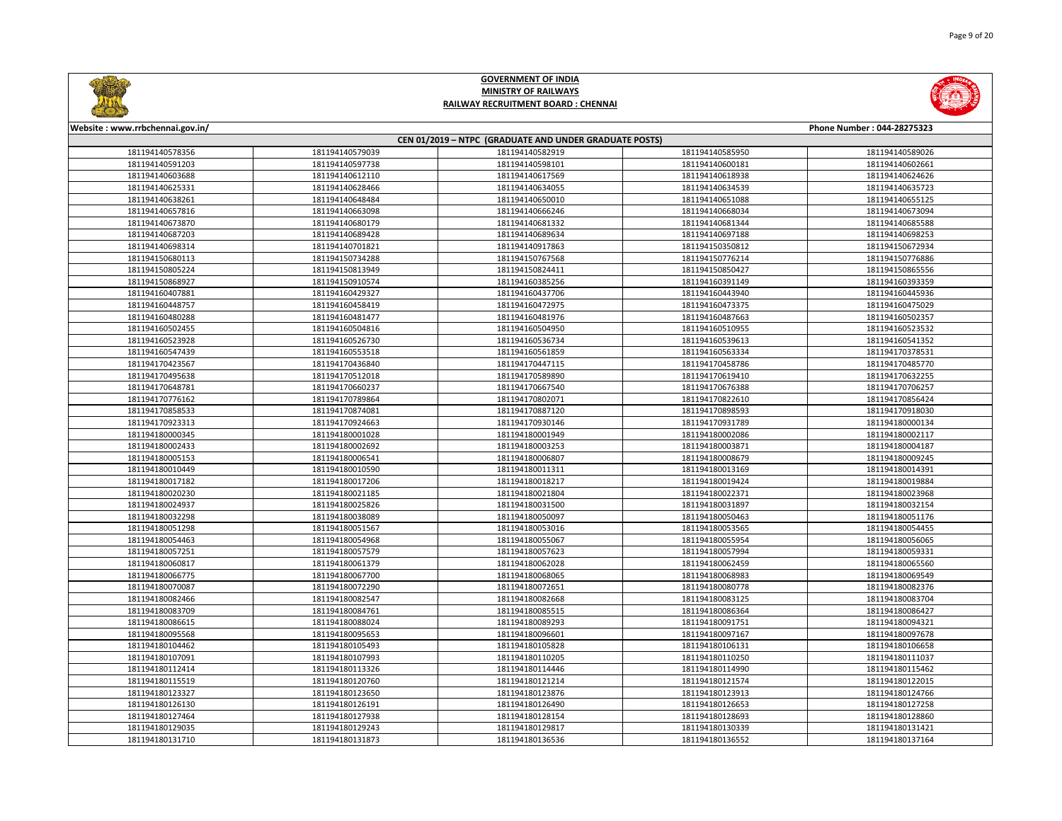# GOVERNMENT OF INDIA
## MINISTRY OF RAILWAYS
## RAILWAY RECRUITMENT BOARD : CHENNAI

Website : www.rrbchennai.gov.in/

Phone Number : 044-28275323

### CEN 01/2019 – NTPC (GRADUATE AND UNDER GRADUATE POSTS)

| | | | | |
|---|---|---|---|---|
| 181194140578356 | 181194140579039 | 181194140582919 | 181194140585950 | 181194140589026 |
| 181194140591203 | 181194140597738 | 181194140598101 | 181194140600181 | 181194140602661 |
| 181194140603688 | 181194140612110 | 181194140617569 | 181194140618938 | 181194140624626 |
| 181194140625331 | 181194140628466 | 181194140634055 | 181194140634539 | 181194140635723 |
| 181194140638261 | 181194140648484 | 181194140650010 | 181194140651088 | 181194140655125 |
| 181194140657816 | 181194140663098 | 181194140666246 | 181194140668034 | 181194140673094 |
| 181194140673870 | 181194140680179 | 181194140681332 | 181194140681344 | 181194140685588 |
| 181194140687203 | 181194140689428 | 181194140689634 | 181194140697188 | 181194140698253 |
| 181194140698314 | 181194140701821 | 181194140917863 | 181194150350812 | 181194150672934 |
| 181194150680113 | 181194150734288 | 181194150767568 | 181194150776214 | 181194150776886 |
| 181194150805224 | 181194150813949 | 181194150824411 | 181194150850427 | 181194150865556 |
| 181194150868927 | 181194150910574 | 181194160385256 | 181194160391149 | 181194160393359 |
| 181194160407881 | 181194160429327 | 181194160437706 | 181194160443940 | 181194160445936 |
| 181194160448757 | 181194160458419 | 181194160472975 | 181194160473375 | 181194160475029 |
| 181194160480288 | 181194160481477 | 181194160481976 | 181194160487663 | 181194160502357 |
| 181194160502455 | 181194160504816 | 181194160504950 | 181194160510955 | 181194160523532 |
| 181194160523928 | 181194160526730 | 181194160536734 | 181194160539613 | 181194160541352 |
| 181194160547439 | 181194160553518 | 181194160561859 | 181194160563334 | 181194170378531 |
| 181194170423567 | 181194170436840 | 181194170447115 | 181194170458786 | 181194170485770 |
| 181194170495638 | 181194170512018 | 181194170589890 | 181194170619410 | 181194170632255 |
| 181194170648781 | 181194170660237 | 181194170667540 | 181194170676388 | 181194170706257 |
| 181194170776162 | 181194170789864 | 181194170802071 | 181194170822610 | 181194170856424 |
| 181194170858533 | 181194170874081 | 181194170887120 | 181194170898593 | 181194170918030 |
| 181194170923313 | 181194170924663 | 181194170930146 | 181194170931789 | 181194180000134 |
| 181194180000345 | 181194180001028 | 181194180001949 | 181194180002086 | 181194180002117 |
| 181194180002433 | 181194180002692 | 181194180003253 | 181194180003871 | 181194180004187 |
| 181194180005153 | 181194180006541 | 181194180006807 | 181194180008679 | 181194180009245 |
| 181194180010449 | 181194180010590 | 181194180011311 | 181194180013169 | 181194180014391 |
| 181194180017182 | 181194180017206 | 181194180018217 | 181194180019424 | 181194180019884 |
| 181194180020230 | 181194180021185 | 181194180021804 | 181194180022371 | 181194180023968 |
| 181194180024937 | 181194180025826 | 181194180031500 | 181194180031897 | 181194180032154 |
| 181194180032298 | 181194180038089 | 181194180050097 | 181194180050463 | 181194180051176 |
| 181194180051298 | 181194180051567 | 181194180053016 | 181194180053565 | 181194180054455 |
| 181194180054463 | 181194180054968 | 181194180055067 | 181194180055954 | 181194180056065 |
| 181194180057251 | 181194180057579 | 181194180057623 | 181194180057994 | 181194180059331 |
| 181194180060817 | 181194180061379 | 181194180062028 | 181194180062459 | 181194180065560 |
| 181194180066775 | 181194180067700 | 181194180068065 | 181194180068983 | 181194180069549 |
| 181194180070087 | 181194180072290 | 181194180072651 | 181194180080778 | 181194180082376 |
| 181194180082466 | 181194180082547 | 181194180082668 | 181194180083125 | 181194180083704 |
| 181194180083709 | 181194180084761 | 181194180085515 | 181194180086364 | 181194180086427 |
| 181194180086615 | 181194180088024 | 181194180089293 | 181194180091751 | 181194180094321 |
| 181194180095568 | 181194180095653 | 181194180096601 | 181194180097167 | 181194180097678 |
| 181194180104462 | 181194180105493 | 181194180105828 | 181194180106131 | 181194180106658 |
| 181194180107091 | 181194180107993 | 181194180110205 | 181194180110250 | 181194180111037 |
| 181194180112414 | 181194180113326 | 181194180114446 | 181194180114990 | 181194180115462 |
| 181194180115519 | 181194180120760 | 181194180121214 | 181194180121574 | 181194180122015 |
| 181194180123327 | 181194180123650 | 181194180123876 | 181194180123913 | 181194180124766 |
| 181194180126130 | 181194180126191 | 181194180126490 | 181194180126653 | 181194180127258 |
| 181194180127464 | 181194180127938 | 181194180128154 | 181194180128693 | 181194180128860 |
| 181194180129035 | 181194180129243 | 181194180129817 | 181194180130339 | 181194180131421 |
| 181194180131710 | 181194180131873 | 181194180136536 | 181194180136552 | 181194180137164 |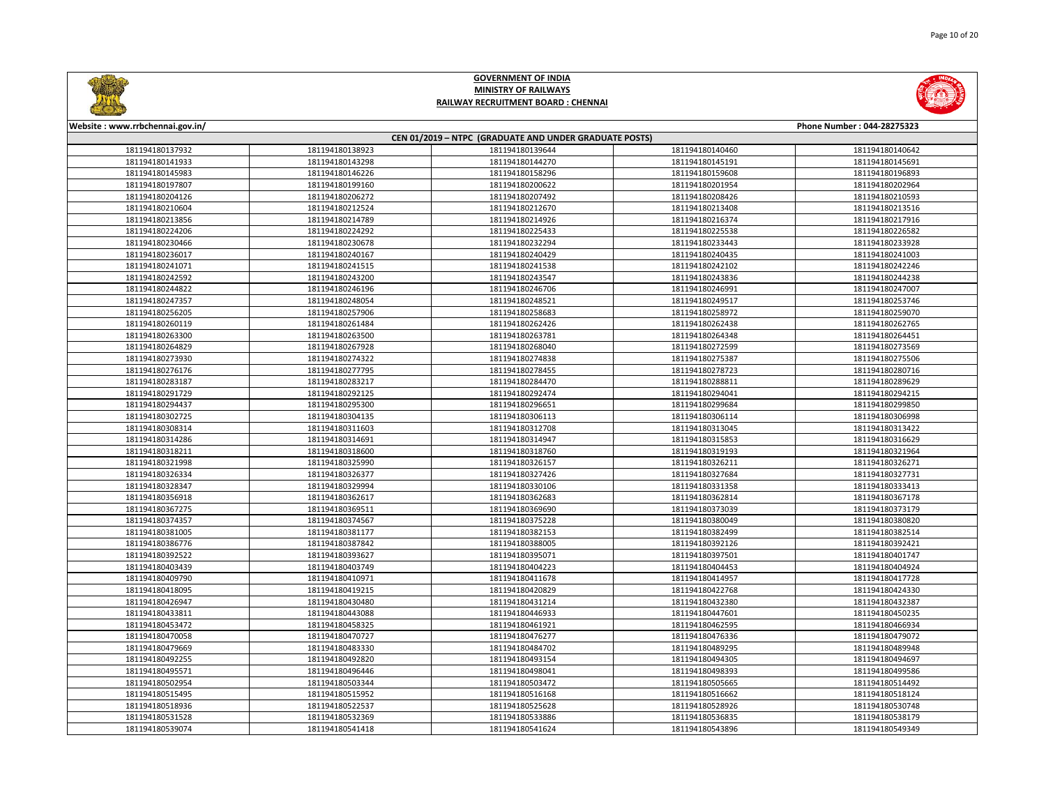# GOVERNMENT OF INDIA
## MINISTRY OF RAILWAYS
## RAILWAY RECRUITMENT BOARD : CHENNAI

Website : www.rrbchennai.gov.in/ | Phone Number : 044-28275323

### CEN 01/2019 – NTPC (GRADUATE AND UNDER GRADUATE POSTS)

| | | | | |
|---|---|---|---|---|
| 181194180137932 | 181194180138923 | 181194180139644 | 181194180140460 | 181194180140642 |
| 181194180141933 | 181194180143298 | 181194180144270 | 181194180145191 | 181194180145691 |
| 181194180145983 | 181194180146226 | 181194180158296 | 181194180159608 | 181194180196893 |
| 181194180197807 | 181194180199160 | 181194180200622 | 181194180201954 | 181194180202964 |
| 181194180204126 | 181194180206272 | 181194180207492 | 181194180208426 | 181194180210593 |
| 181194180210604 | 181194180212524 | 181194180212670 | 181194180213408 | 181194180213516 |
| 181194180213856 | 181194180214789 | 181194180214926 | 181194180216374 | 181194180217916 |
| 181194180224206 | 181194180224292 | 181194180225433 | 181194180225538 | 181194180226582 |
| 181194180230466 | 181194180230678 | 181194180232294 | 181194180233443 | 181194180233928 |
| 181194180236017 | 181194180240167 | 181194180240429 | 181194180240435 | 181194180241003 |
| 181194180241071 | 181194180241515 | 181194180241538 | 181194180242102 | 181194180242246 |
| 181194180242592 | 181194180243200 | 181194180243547 | 181194180243836 | 181194180244238 |
| 181194180244822 | 181194180246196 | 181194180246706 | 181194180246991 | 181194180247007 |
| 181194180247357 | 181194180248054 | 181194180248521 | 181194180249517 | 181194180253746 |
| 181194180256205 | 181194180257906 | 181194180258683 | 181194180258972 | 181194180259070 |
| 181194180260119 | 181194180261484 | 181194180262426 | 181194180262438 | 181194180262765 |
| 181194180263300 | 181194180263500 | 181194180263781 | 181194180264348 | 181194180264451 |
| 181194180264829 | 181194180267928 | 181194180268040 | 181194180272599 | 181194180273569 |
| 181194180273930 | 181194180274322 | 181194180274838 | 181194180275387 | 181194180275506 |
| 181194180276176 | 181194180277795 | 181194180278455 | 181194180278723 | 181194180280716 |
| 181194180283187 | 181194180283217 | 181194180284470 | 181194180288811 | 181194180289629 |
| 181194180291729 | 181194180292125 | 181194180292474 | 181194180294041 | 181194180294215 |
| 181194180294437 | 181194180295300 | 181194180296651 | 181194180299684 | 181194180299850 |
| 181194180302725 | 181194180304135 | 181194180306113 | 181194180306114 | 181194180306998 |
| 181194180308314 | 181194180311603 | 181194180312708 | 181194180313045 | 181194180313422 |
| 181194180314286 | 181194180314691 | 181194180314947 | 181194180315853 | 181194180316629 |
| 181194180318211 | 181194180318600 | 181194180318760 | 181194180319193 | 181194180321964 |
| 181194180321998 | 181194180325990 | 181194180326157 | 181194180326211 | 181194180326271 |
| 181194180326334 | 181194180326377 | 181194180327426 | 181194180327684 | 181194180327731 |
| 181194180328347 | 181194180329994 | 181194180330106 | 181194180331358 | 181194180333413 |
| 181194180356918 | 181194180362617 | 181194180362683 | 181194180362814 | 181194180367178 |
| 181194180367275 | 181194180369511 | 181194180369690 | 181194180373039 | 181194180373179 |
| 181194180374357 | 181194180374567 | 181194180375228 | 181194180380049 | 181194180380820 |
| 181194180381005 | 181194180381177 | 181194180382153 | 181194180382499 | 181194180382514 |
| 181194180386776 | 181194180387842 | 181194180388005 | 181194180392126 | 181194180392421 |
| 181194180392522 | 181194180393627 | 181194180395071 | 181194180397501 | 181194180401747 |
| 181194180403439 | 181194180403749 | 181194180404223 | 181194180404453 | 181194180404924 |
| 181194180409790 | 181194180410971 | 181194180411678 | 181194180414957 | 181194180417728 |
| 181194180418095 | 181194180419215 | 181194180420829 | 181194180422768 | 181194180424330 |
| 181194180426947 | 181194180430480 | 181194180431214 | 181194180432380 | 181194180432387 |
| 181194180433811 | 181194180443088 | 181194180446933 | 181194180447601 | 181194180450235 |
| 181194180453472 | 181194180458325 | 181194180461921 | 181194180462595 | 181194180466934 |
| 181194180470058 | 181194180470727 | 181194180476277 | 181194180476336 | 181194180479072 |
| 181194180479669 | 181194180483330 | 181194180484702 | 181194180489295 | 181194180489948 |
| 181194180492255 | 181194180492820 | 181194180493154 | 181194180494305 | 181194180494697 |
| 181194180495571 | 181194180496446 | 181194180498041 | 181194180498393 | 181194180499586 |
| 181194180502954 | 181194180503344 | 181194180503472 | 181194180505665 | 181194180514492 |
| 181194180515495 | 181194180515952 | 181194180516168 | 181194180516662 | 181194180518124 |
| 181194180518936 | 181194180522537 | 181194180525628 | 181194180528926 | 181194180530748 |
| 181194180531528 | 181194180532369 | 181194180533886 | 181194180536835 | 181194180538179 |
| 181194180539074 | 181194180541418 | 181194180541624 | 181194180543896 | 181194180549349 |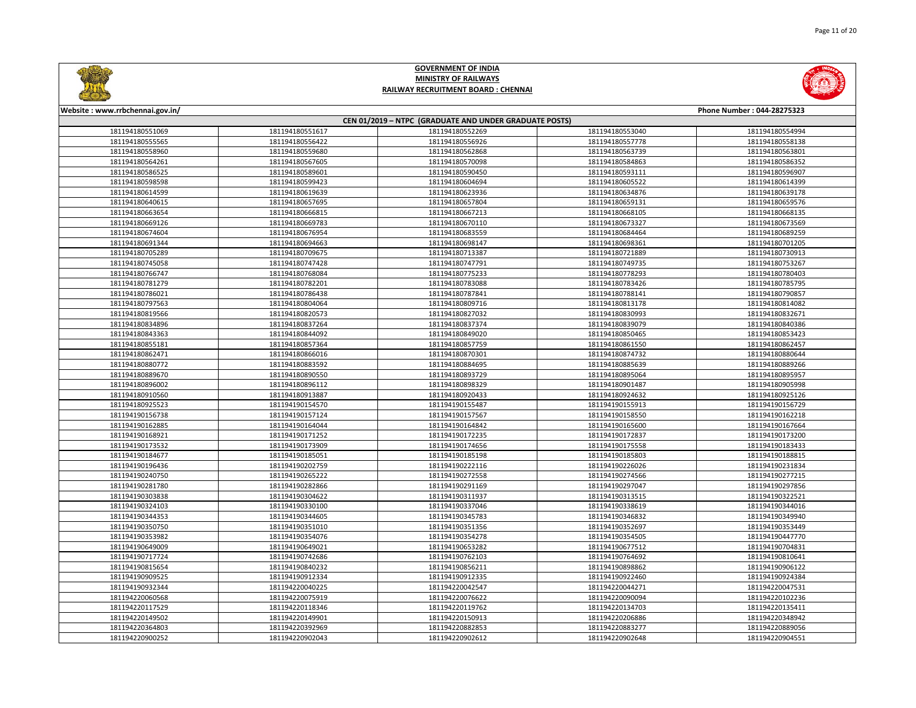# GOVERNMENT OF INDIA
## MINISTRY OF RAILWAYS
## RAILWAY RECRUITMENT BOARD : CHENNAI

Website : www.rrbchennai.gov.in/ | Phone Number : 044-28275323

### CEN 01/2019 – NTPC (GRADUATE AND UNDER GRADUATE POSTS)

| | | | | |
|---|---|---|---|---|
| 181194180551069 | 181194180551617 | 181194180552269 | 181194180553040 | 181194180554994 |
| 181194180555565 | 181194180556422 | 181194180556926 | 181194180557778 | 181194180558138 |
| 181194180558960 | 181194180559680 | 181194180562868 | 181194180563739 | 181194180563801 |
| 181194180564261 | 181194180567605 | 181194180570098 | 181194180584863 | 181194180586352 |
| 181194180586525 | 181194180589601 | 181194180590450 | 181194180593111 | 181194180596907 |
| 181194180598598 | 181194180599423 | 181194180604694 | 181194180605522 | 181194180614399 |
| 181194180614599 | 181194180619639 | 181194180623936 | 181194180634876 | 181194180639178 |
| 181194180640615 | 181194180657695 | 181194180657804 | 181194180659131 | 181194180659576 |
| 181194180663654 | 181194180666815 | 181194180667213 | 181194180668105 | 181194180668135 |
| 181194180669126 | 181194180669783 | 181194180670110 | 181194180673327 | 181194180673569 |
| 181194180674604 | 181194180676954 | 181194180683559 | 181194180684464 | 181194180689259 |
| 181194180691344 | 181194180694663 | 181194180698147 | 181194180698361 | 181194180701205 |
| 181194180705289 | 181194180709675 | 181194180713387 | 181194180721889 | 181194180730913 |
| 181194180745058 | 181194180747428 | 181194180747791 | 181194180749735 | 181194180753267 |
| 181194180766747 | 181194180768084 | 181194180775233 | 181194180778293 | 181194180780403 |
| 181194180781279 | 181194180782201 | 181194180783088 | 181194180783426 | 181194180785795 |
| 181194180786021 | 181194180786438 | 181194180787841 | 181194180788141 | 181194180790857 |
| 181194180797563 | 181194180804064 | 181194180809716 | 181194180813178 | 181194180814082 |
| 181194180819566 | 181194180820573 | 181194180827032 | 181194180830993 | 181194180832671 |
| 181194180834896 | 181194180837264 | 181194180837374 | 181194180839079 | 181194180840386 |
| 181194180843363 | 181194180844092 | 181194180849020 | 181194180850465 | 181194180853423 |
| 181194180855181 | 181194180857364 | 181194180857759 | 181194180861550 | 181194180862457 |
| 181194180862471 | 181194180866016 | 181194180870301 | 181194180874732 | 181194180880644 |
| 181194180880772 | 181194180883592 | 181194180884695 | 181194180885639 | 181194180889266 |
| 181194180889670 | 181194180890550 | 181194180893729 | 181194180895064 | 181194180895957 |
| 181194180896002 | 181194180896112 | 181194180898329 | 181194180901487 | 181194180905998 |
| 181194180910560 | 181194180913887 | 181194180920433 | 181194180924632 | 181194180925126 |
| 181194180925523 | 181194190154570 | 181194190155487 | 181194190155913 | 181194190156729 |
| 181194190156738 | 181194190157124 | 181194190157567 | 181194190158550 | 181194190162218 |
| 181194190162885 | 181194190164044 | 181194190164842 | 181194190165600 | 181194190167664 |
| 181194190168921 | 181194190171252 | 181194190172235 | 181194190172837 | 181194190173200 |
| 181194190173532 | 181194190173909 | 181194190174656 | 181194190175558 | 181194190183433 |
| 181194190184677 | 181194190185051 | 181194190185198 | 181194190185803 | 181194190188815 |
| 181194190196436 | 181194190202759 | 181194190222116 | 181194190226026 | 181194190231834 |
| 181194190240750 | 181194190265222 | 181194190272558 | 181194190274566 | 181194190277215 |
| 181194190281780 | 181194190282866 | 181194190291169 | 181194190297047 | 181194190297856 |
| 181194190303838 | 181194190304622 | 181194190311937 | 181194190313515 | 181194190322521 |
| 181194190324103 | 181194190330100 | 181194190337046 | 181194190338619 | 181194190344016 |
| 181194190344353 | 181194190344605 | 181194190345783 | 181194190346832 | 181194190349940 |
| 181194190350750 | 181194190351010 | 181194190351356 | 181194190352697 | 181194190353449 |
| 181194190353982 | 181194190354076 | 181194190354278 | 181194190354505 | 181194190447770 |
| 181194190649009 | 181194190649021 | 181194190653282 | 181194190677512 | 181194190704831 |
| 181194190717724 | 181194190742686 | 181194190762103 | 181194190764692 | 181194190810641 |
| 181194190815654 | 181194190840232 | 181194190856211 | 181194190898862 | 181194190906122 |
| 181194190909525 | 181194190912334 | 181194190912335 | 181194190922460 | 181194190924384 |
| 181194190932344 | 181194220040225 | 181194220042547 | 181194220044271 | 181194220047531 |
| 181194220060568 | 181194220075919 | 181194220076622 | 181194220090094 | 181194220102236 |
| 181194220117529 | 181194220118346 | 181194220119762 | 181194220134703 | 181194220135411 |
| 181194220149502 | 181194220149901 | 181194220150913 | 181194220206886 | 181194220348942 |
| 181194220364803 | 181194220392969 | 181194220882853 | 181194220883277 | 181194220889056 |
| 181194220900252 | 181194220902043 | 181194220902612 | 181194220902648 | 181194220904551 |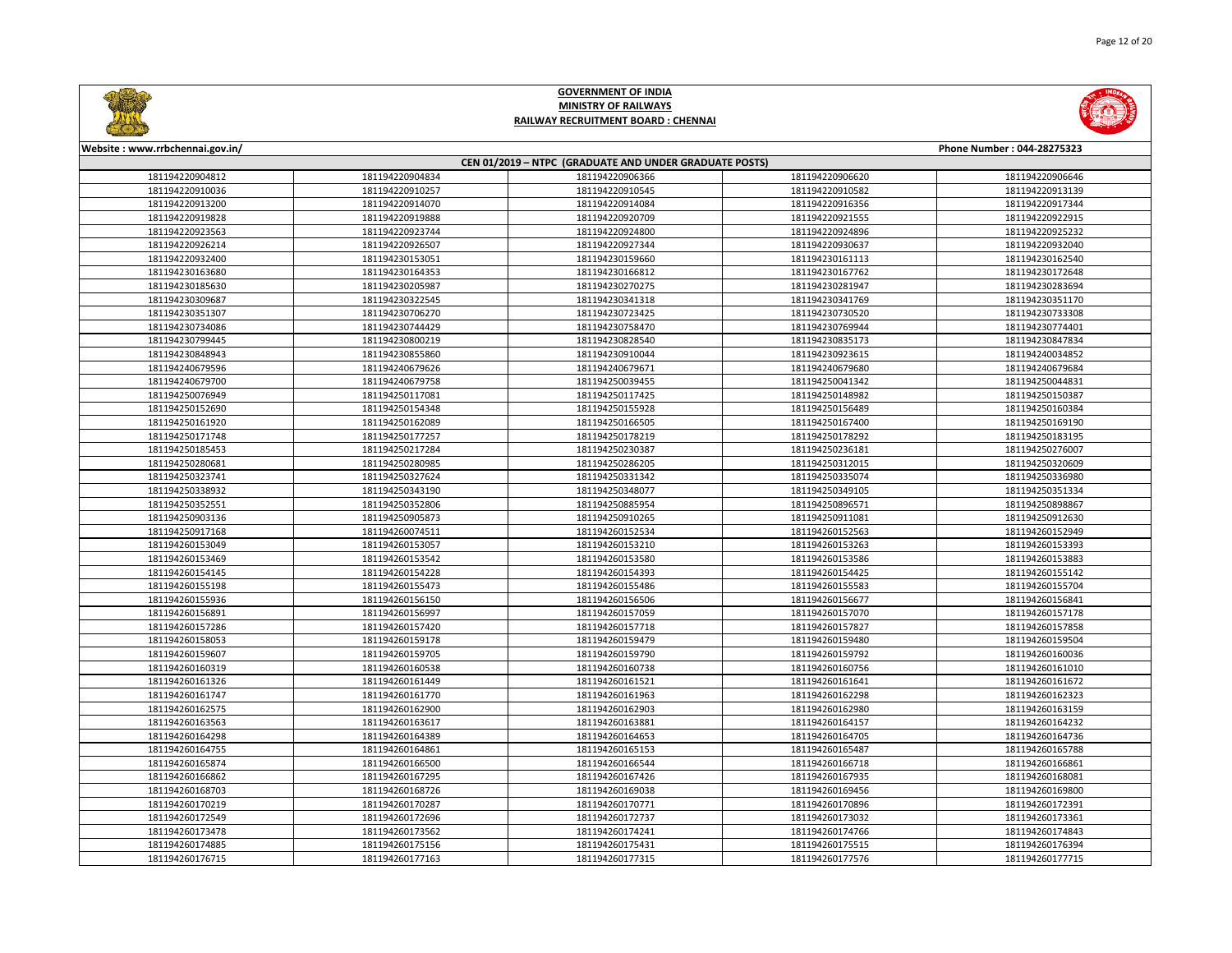# GOVERNMENT OF INDIA
## MINISTRY OF RAILWAYS
## RAILWAY RECRUITMENT BOARD : CHENNAI

Website : www.rrbchennai.gov.in/ | Phone Number : 044-28275323

**CEN 01/2019 – NTPC (GRADUATE AND UNDER GRADUATE POSTS)**

| | | | | |
|---|---|---|---|---|
| 181194220904812 | 181194220904834 | 181194220906366 | 181194220906620 | 181194220906646 |
| 181194220910036 | 181194220910257 | 181194220910545 | 181194220910582 | 181194220913139 |
| 181194220913200 | 181194220914070 | 181194220914084 | 181194220916356 | 181194220917344 |
| 181194220919828 | 181194220919888 | 181194220920709 | 181194220921555 | 181194220922915 |
| 181194220923563 | 181194220923744 | 181194220924800 | 181194220924896 | 181194220925232 |
| 181194220926214 | 181194220926507 | 181194220927344 | 181194220930637 | 181194220932040 |
| 181194220932400 | 181194230153051 | 181194230159660 | 181194230161113 | 181194230162540 |
| 181194230163680 | 181194230164353 | 181194230166812 | 181194230167762 | 181194230172648 |
| 181194230185630 | 181194230205987 | 181194230270275 | 181194230281947 | 181194230283694 |
| 181194230309687 | 181194230322545 | 181194230341318 | 181194230341769 | 181194230351170 |
| 181194230351307 | 181194230706270 | 181194230723425 | 181194230730520 | 181194230733308 |
| 181194230734086 | 181194230744429 | 181194230758470 | 181194230769944 | 181194230774401 |
| 181194230799445 | 181194230800219 | 181194230828540 | 181194230835173 | 181194230847834 |
| 181194230848943 | 181194230855860 | 181194230910044 | 181194230923615 | 181194240034852 |
| 181194240679596 | 181194240679626 | 181194240679671 | 181194240679680 | 181194240679684 |
| 181194240679700 | 181194240679758 | 181194250039455 | 181194250041342 | 181194250044831 |
| 181194250076949 | 181194250117081 | 181194250117425 | 181194250148982 | 181194250150387 |
| 181194250152690 | 181194250154348 | 181194250155928 | 181194250156489 | 181194250160384 |
| 181194250161920 | 181194250162089 | 181194250166505 | 181194250167400 | 181194250169190 |
| 181194250171748 | 181194250177257 | 181194250178219 | 181194250178292 | 181194250183195 |
| 181194250185453 | 181194250217284 | 181194250230387 | 181194250236181 | 181194250276007 |
| 181194250280681 | 181194250280985 | 181194250286205 | 181194250312015 | 181194250320609 |
| 181194250323741 | 181194250327624 | 181194250331342 | 181194250335074 | 181194250336980 |
| 181194250338932 | 181194250343190 | 181194250348077 | 181194250349105 | 181194250351334 |
| 181194250352551 | 181194250352806 | 181194250885954 | 181194250896571 | 181194250898867 |
| 181194250903136 | 181194250905873 | 181194250910265 | 181194250911081 | 181194250912630 |
| 181194250917168 | 181194260074511 | 181194260152534 | 181194260152563 | 181194260152949 |
| 181194260153049 | 181194260153057 | 181194260153210 | 181194260153263 | 181194260153393 |
| 181194260153469 | 181194260153542 | 181194260153580 | 181194260153586 | 181194260153883 |
| 181194260154145 | 181194260154228 | 181194260154393 | 181194260154425 | 181194260155142 |
| 181194260155198 | 181194260155473 | 181194260155486 | 181194260155583 | 181194260155704 |
| 181194260155936 | 181194260156150 | 181194260156506 | 181194260156677 | 181194260156841 |
| 181194260156891 | 181194260156997 | 181194260157059 | 181194260157070 | 181194260157178 |
| 181194260157286 | 181194260157420 | 181194260157718 | 181194260157827 | 181194260157858 |
| 181194260158053 | 181194260159178 | 181194260159479 | 181194260159480 | 181194260159504 |
| 181194260159607 | 181194260159705 | 181194260159790 | 181194260159792 | 181194260160036 |
| 181194260160319 | 181194260160538 | 181194260160738 | 181194260160756 | 181194260161010 |
| 181194260161326 | 181194260161449 | 181194260161521 | 181194260161641 | 181194260161672 |
| 181194260161747 | 181194260161770 | 181194260161963 | 181194260162298 | 181194260162323 |
| 181194260162575 | 181194260162900 | 181194260162903 | 181194260162980 | 181194260163159 |
| 181194260163563 | 181194260163617 | 181194260163881 | 181194260164157 | 181194260164232 |
| 181194260164298 | 181194260164389 | 181194260164653 | 181194260164705 | 181194260164736 |
| 181194260164755 | 181194260164861 | 181194260165153 | 181194260165487 | 181194260165788 |
| 181194260165874 | 181194260166500 | 181194260166544 | 181194260166718 | 181194260166861 |
| 181194260166862 | 181194260167295 | 181194260167426 | 181194260167935 | 181194260168081 |
| 181194260168703 | 181194260168726 | 181194260169038 | 181194260169456 | 181194260169800 |
| 181194260170219 | 181194260170287 | 181194260170771 | 181194260170896 | 181194260172391 |
| 181194260172549 | 181194260172696 | 181194260172737 | 181194260173032 | 181194260173361 |
| 181194260173478 | 181194260173562 | 181194260174241 | 181194260174766 | 181194260174843 |
| 181194260174885 | 181194260175156 | 181194260175431 | 181194260175515 | 181194260176394 |
| 181194260176715 | 181194260177163 | 181194260177315 | 181194260177576 | 181194260177715 |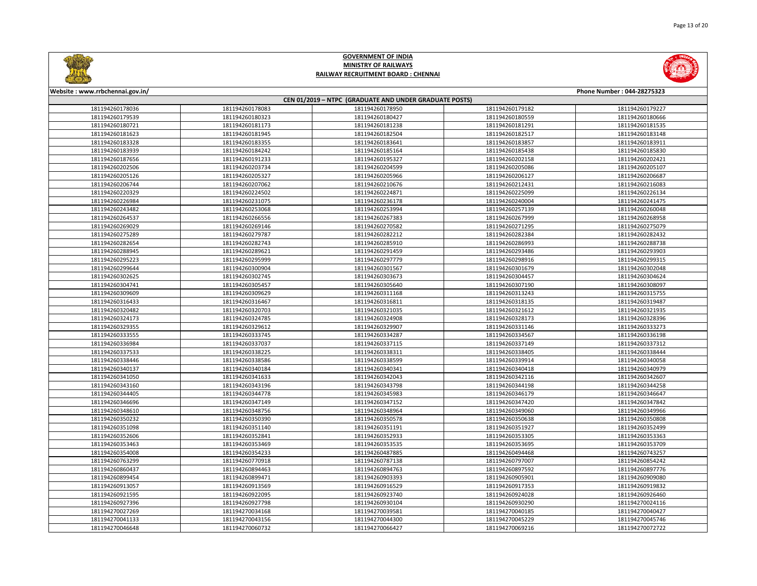# GOVERNMENT OF INDIA
## MINISTRY OF RAILWAYS
## RAILWAY RECRUITMENT BOARD : CHENNAI

Website : www.rrbchennai.gov.in/ | Phone Number : 044-28275323

### CEN 01/2019 – NTPC (GRADUATE AND UNDER GRADUATE POSTS)

| | | | | |
|---|---|---|---|---|
| 181194260178036 | 181194260178083 | 181194260178950 | 181194260179182 | 181194260179227 |
| 181194260179539 | 181194260180323 | 181194260180427 | 181194260180559 | 181194260180666 |
| 181194260180721 | 181194260181173 | 181194260181238 | 181194260181291 | 181194260181535 |
| 181194260181623 | 181194260181945 | 181194260182504 | 181194260182517 | 181194260183148 |
| 181194260183328 | 181194260183355 | 181194260183641 | 181194260183857 | 181194260183911 |
| 181194260183939 | 181194260184242 | 181194260185164 | 181194260185438 | 181194260185830 |
| 181194260187656 | 181194260191233 | 181194260195327 | 181194260202158 | 181194260202421 |
| 181194260202506 | 181194260203734 | 181194260204599 | 181194260205086 | 181194260205107 |
| 181194260205126 | 181194260205327 | 181194260205966 | 181194260206127 | 181194260206687 |
| 181194260206744 | 181194260207062 | 181194260210676 | 181194260212431 | 181194260216083 |
| 181194260220329 | 181194260224502 | 181194260224871 | 181194260225099 | 181194260226134 |
| 181194260226984 | 181194260231075 | 181194260236178 | 181194260240004 | 181194260241475 |
| 181194260243482 | 181194260253068 | 181194260253994 | 181194260257139 | 181194260260048 |
| 181194260264537 | 181194260266556 | 181194260267383 | 181194260267999 | 181194260268958 |
| 181194260269029 | 181194260269146 | 181194260270582 | 181194260271295 | 181194260275079 |
| 181194260275289 | 181194260279787 | 181194260282212 | 181194260282384 | 181194260282432 |
| 181194260282654 | 181194260282743 | 181194260285910 | 181194260286993 | 181194260288738 |
| 181194260288945 | 181194260289621 | 181194260291459 | 181194260293486 | 181194260293903 |
| 181194260295223 | 181194260295999 | 181194260297779 | 181194260298916 | 181194260299315 |
| 181194260299644 | 181194260300904 | 181194260301567 | 181194260301679 | 181194260302048 |
| 181194260302625 | 181194260302745 | 181194260303673 | 181194260304457 | 181194260304624 |
| 181194260304741 | 181194260305457 | 181194260305640 | 181194260307190 | 181194260308097 |
| 181194260309609 | 181194260309629 | 181194260311168 | 181194260313243 | 181194260315755 |
| 181194260316433 | 181194260316467 | 181194260316811 | 181194260318135 | 181194260319487 |
| 181194260320482 | 181194260320703 | 181194260321035 | 181194260321612 | 181194260321935 |
| 181194260324173 | 181194260324785 | 181194260324908 | 181194260328173 | 181194260328396 |
| 181194260329355 | 181194260329612 | 181194260329907 | 181194260331146 | 181194260333273 |
| 181194260333555 | 181194260333745 | 181194260334287 | 181194260334567 | 181194260336198 |
| 181194260336984 | 181194260337037 | 181194260337115 | 181194260337149 | 181194260337312 |
| 181194260337533 | 181194260338225 | 181194260338311 | 181194260338405 | 181194260338444 |
| 181194260338446 | 181194260338586 | 181194260338599 | 181194260339914 | 181194260340058 |
| 181194260340137 | 181194260340184 | 181194260340341 | 181194260340418 | 181194260340979 |
| 181194260341050 | 181194260341633 | 181194260342043 | 181194260342116 | 181194260342607 |
| 181194260343160 | 181194260343196 | 181194260343798 | 181194260344198 | 181194260344258 |
| 181194260344405 | 181194260344778 | 181194260345983 | 181194260346179 | 181194260346647 |
| 181194260346696 | 181194260347149 | 181194260347152 | 181194260347420 | 181194260347842 |
| 181194260348610 | 181194260348756 | 181194260348964 | 181194260349060 | 181194260349966 |
| 181194260350232 | 181194260350390 | 181194260350578 | 181194260350638 | 181194260350808 |
| 181194260351098 | 181194260351140 | 181194260351191 | 181194260351927 | 181194260352499 |
| 181194260352606 | 181194260352841 | 181194260352933 | 181194260353305 | 181194260353363 |
| 181194260353463 | 181194260353469 | 181194260353535 | 181194260353695 | 181194260353709 |
| 181194260354008 | 181194260354233 | 181194260487885 | 181194260494468 | 181194260743257 |
| 181194260763299 | 181194260770918 | 181194260787138 | 181194260797007 | 181194260854242 |
| 181194260860437 | 181194260894463 | 181194260894763 | 181194260897592 | 181194260897776 |
| 181194260899454 | 181194260899471 | 181194260903393 | 181194260905901 | 181194260909080 |
| 181194260913057 | 181194260913569 | 181194260916529 | 181194260917353 | 181194260919832 |
| 181194260921595 | 181194260922095 | 181194260923740 | 181194260924028 | 181194260926460 |
| 181194260927396 | 181194260927798 | 181194260930104 | 181194260930290 | 181194270024116 |
| 181194270027269 | 181194270034168 | 181194270039581 | 181194270040185 | 181194270040427 |
| 181194270041133 | 181194270043156 | 181194270044300 | 181194270045229 | 181194270045746 |
| 181194270046648 | 181194270060732 | 181194270066427 | 181194270069216 | 181194270072722 |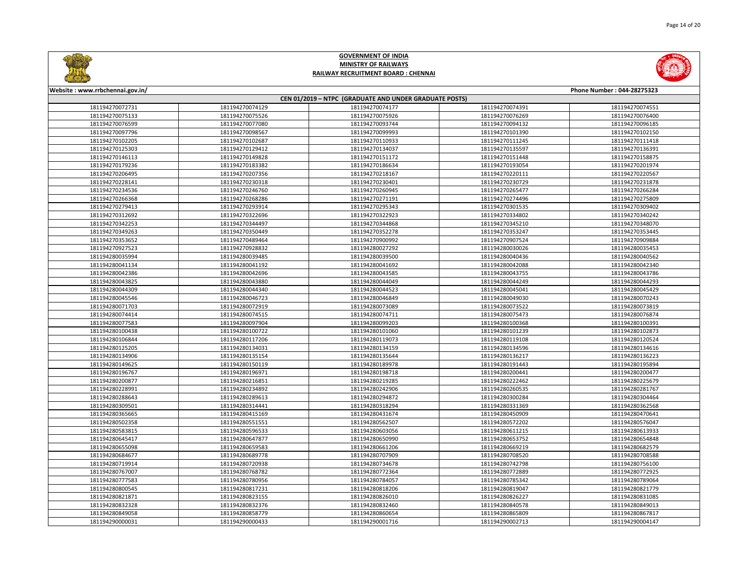# GOVERNMENT OF INDIA
## MINISTRY OF RAILWAYS
## RAILWAY RECRUITMENT BOARD : CHENNAI

Website : www.rrbchennai.gov.in/ Phone Number : 044-28275323

### CEN 01/2019 – NTPC (GRADUATE AND UNDER GRADUATE POSTS)

| | | | | |
|---|---|---|---|---|
| 181194270072731 | 181194270074129 | 181194270074177 | 181194270074391 | 181194270074551 |
| 181194270075133 | 181194270075526 | 181194270075926 | 181194270076269 | 181194270076400 |
| 181194270076599 | 181194270077080 | 181194270093744 | 181194270094132 | 181194270096185 |
| 181194270097796 | 181194270098567 | 181194270099993 | 181194270101390 | 181194270102150 |
| 181194270102205 | 181194270102687 | 181194270110933 | 181194270111245 | 181194270111418 |
| 181194270125303 | 181194270129412 | 181194270134037 | 181194270135597 | 181194270136391 |
| 181194270146113 | 181194270149828 | 181194270151172 | 181194270151448 | 181194270158875 |
| 181194270179236 | 181194270183382 | 181194270186634 | 181194270193054 | 181194270201974 |
| 181194270206495 | 181194270207356 | 181194270218167 | 181194270220111 | 181194270220567 |
| 181194270228141 | 181194270230318 | 181194270230401 | 181194270230729 | 181194270231878 |
| 181194270234536 | 181194270246760 | 181194270260945 | 181194270265477 | 181194270266284 |
| 181194270266368 | 181194270268286 | 181194270271191 | 181194270274496 | 181194270275809 |
| 181194270279413 | 181194270293914 | 181194270295343 | 181194270301535 | 181194270309402 |
| 181194270312692 | 181194270322696 | 181194270322923 | 181194270334802 | 181194270340242 |
| 181194270342253 | 181194270344497 | 181194270344868 | 181194270345210 | 181194270348070 |
| 181194270349263 | 181194270350449 | 181194270352278 | 181194270353247 | 181194270353445 |
| 181194270353652 | 181194270489464 | 181194270900992 | 181194270907524 | 181194270909884 |
| 181194270927523 | 181194270928832 | 181194280027292 | 181194280030026 | 181194280035453 |
| 181194280035994 | 181194280039485 | 181194280039500 | 181194280040436 | 181194280040562 |
| 181194280041134 | 181194280041192 | 181194280041692 | 181194280042088 | 181194280042340 |
| 181194280042386 | 181194280042696 | 181194280043585 | 181194280043755 | 181194280043786 |
| 181194280043825 | 181194280043880 | 181194280044049 | 181194280044249 | 181194280044293 |
| 181194280044309 | 181194280044340 | 181194280044523 | 181194280045041 | 181194280045429 |
| 181194280045546 | 181194280046723 | 181194280046849 | 181194280049030 | 181194280070243 |
| 181194280071703 | 181194280072919 | 181194280073089 | 181194280073522 | 181194280073819 |
| 181194280074414 | 181194280074515 | 181194280074711 | 181194280075473 | 181194280076874 |
| 181194280077583 | 181194280097904 | 181194280099203 | 181194280100368 | 181194280100391 |
| 181194280100438 | 181194280100722 | 181194280101060 | 181194280101239 | 181194280102873 |
| 181194280106844 | 181194280117206 | 181194280119073 | 181194280119108 | 181194280120524 |
| 181194280125205 | 181194280134031 | 181194280134159 | 181194280134596 | 181194280134616 |
| 181194280134906 | 181194280135154 | 181194280135644 | 181194280136217 | 181194280136223 |
| 181194280149625 | 181194280150119 | 181194280189978 | 181194280191443 | 181194280195894 |
| 181194280196767 | 181194280196971 | 181194280198718 | 181194280200441 | 181194280200477 |
| 181194280200877 | 181194280216851 | 181194280219285 | 181194280222462 | 181194280225679 |
| 181194280228991 | 181194280234892 | 181194280242906 | 181194280260535 | 181194280281767 |
| 181194280288643 | 181194280289613 | 181194280294872 | 181194280300284 | 181194280304464 |
| 181194280309501 | 181194280314441 | 181194280318294 | 181194280331369 | 181194280362568 |
| 181194280365665 | 181194280415169 | 181194280431674 | 181194280450909 | 181194280470641 |
| 181194280502358 | 181194280551551 | 181194280562507 | 181194280572202 | 181194280576047 |
| 181194280583815 | 181194280596533 | 181194280603056 | 181194280611215 | 181194280613933 |
| 181194280645417 | 181194280647877 | 181194280650990 | 181194280653752 | 181194280654848 |
| 181194280655098 | 181194280659583 | 181194280661206 | 181194280669219 | 181194280682579 |
| 181194280684677 | 181194280689778 | 181194280707909 | 181194280708520 | 181194280708588 |
| 181194280719914 | 181194280720938 | 181194280734678 | 181194280742798 | 181194280756100 |
| 181194280767007 | 181194280768782 | 181194280772364 | 181194280772889 | 181194280772925 |
| 181194280777583 | 181194280780956 | 181194280784057 | 181194280785342 | 181194280789064 |
| 181194280800545 | 181194280817231 | 181194280818206 | 181194280819047 | 181194280821779 |
| 181194280821871 | 181194280823155 | 181194280826010 | 181194280826227 | 181194280831085 |
| 181194280832328 | 181194280832376 | 181194280832460 | 181194280840578 | 181194280849013 |
| 181194280849058 | 181194280858779 | 181194280860654 | 181194280865809 | 181194280867817 |
| 181194290000031 | 181194290000433 | 181194290001716 | 181194290002713 | 181194290004147 |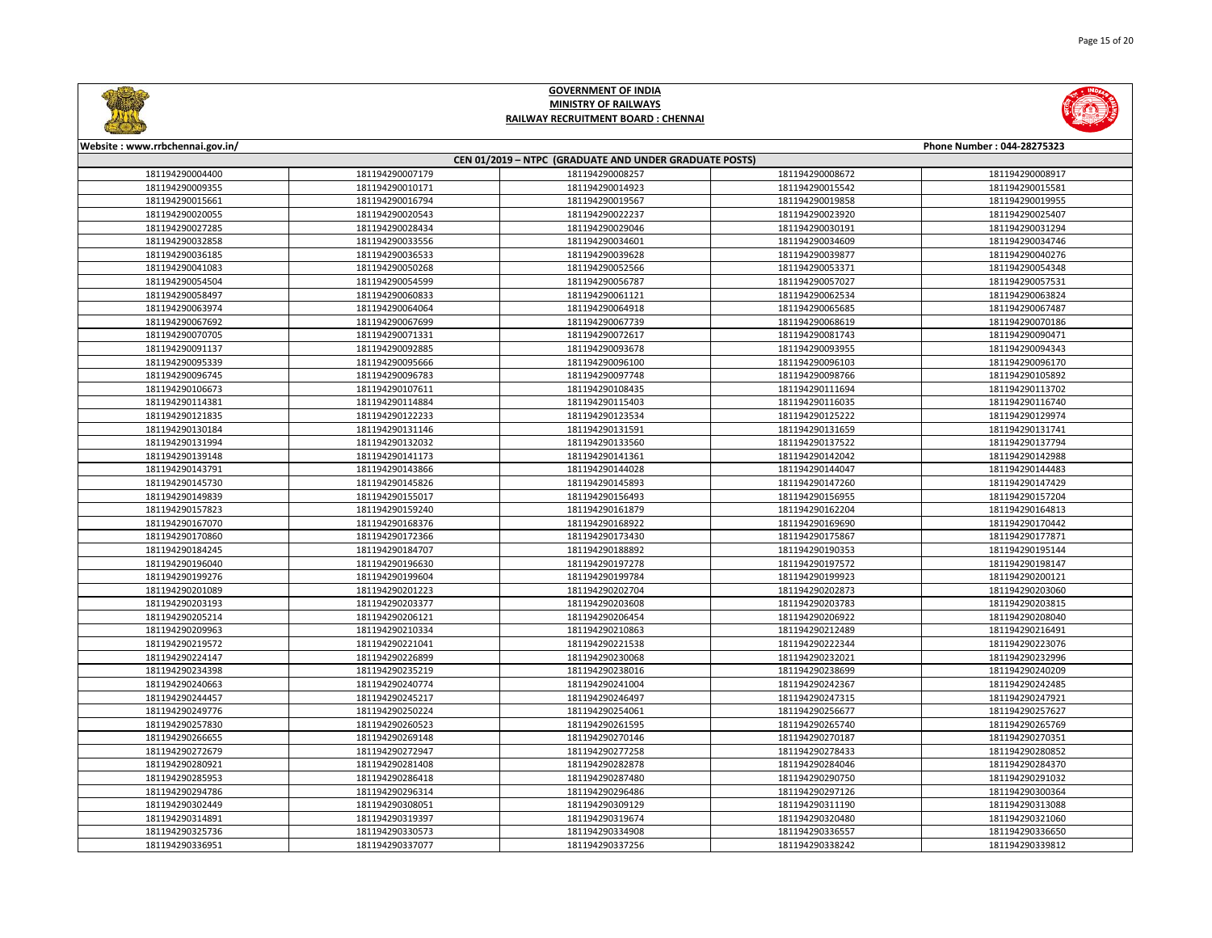# GOVERNMENT OF INDIA

## MINISTRY OF RAILWAYS

## RAILWAY RECRUITMENT BOARD : CHENNAI

Website : www.rrbchennai.gov.in/ Phone Number : 044-28275323

| CEN 01/2019 – NTPC (GRADUATE AND UNDER GRADUATE POSTS) | | | | |
|---|---|---|---|---|
| 181194290004400 | 181194290007179 | 181194290008257 | 181194290008672 | 181194290008917 |
| 181194290009355 | 181194290010171 | 181194290014923 | 181194290015542 | 181194290015581 |
| 181194290015661 | 181194290016794 | 181194290019567 | 181194290019858 | 181194290019955 |
| 181194290020055 | 181194290020543 | 181194290022237 | 181194290023920 | 181194290025407 |
| 181194290027285 | 181194290028434 | 181194290029046 | 181194290030191 | 181194290031294 |
| 181194290032858 | 181194290033556 | 181194290034601 | 181194290034609 | 181194290034746 |
| 181194290036185 | 181194290036533 | 181194290039628 | 181194290039877 | 181194290040276 |
| 181194290041083 | 181194290050268 | 181194290052566 | 181194290053371 | 181194290054348 |
| 181194290054504 | 181194290054599 | 181194290056787 | 181194290057027 | 181194290057531 |
| 181194290058497 | 181194290060833 | 181194290061121 | 181194290062534 | 181194290063824 |
| 181194290063974 | 181194290064064 | 181194290064918 | 181194290065685 | 181194290067487 |
| 181194290067692 | 181194290067699 | 181194290067739 | 181194290068619 | 181194290070186 |
| 181194290070705 | 181194290071331 | 181194290072617 | 181194290081743 | 181194290090471 |
| 181194290091137 | 181194290092885 | 181194290093678 | 181194290093955 | 181194290094343 |
| 181194290095339 | 181194290095666 | 181194290096100 | 181194290096103 | 181194290096170 |
| 181194290096745 | 181194290096783 | 181194290097748 | 181194290098766 | 181194290105892 |
| 181194290106673 | 181194290107611 | 181194290108435 | 181194290111694 | 181194290113702 |
| 181194290114381 | 181194290114884 | 181194290115403 | 181194290116035 | 181194290116740 |
| 181194290121835 | 181194290122233 | 181194290123534 | 181194290125222 | 181194290129974 |
| 181194290130184 | 181194290131146 | 181194290131591 | 181194290131659 | 181194290131741 |
| 181194290131994 | 181194290132032 | 181194290133560 | 181194290137522 | 181194290137794 |
| 181194290139148 | 181194290141173 | 181194290141361 | 181194290142042 | 181194290142988 |
| 181194290143791 | 181194290143866 | 181194290144028 | 181194290144047 | 181194290144483 |
| 181194290145730 | 181194290145826 | 181194290145893 | 181194290147260 | 181194290147429 |
| 181194290149839 | 181194290155017 | 181194290156493 | 181194290156955 | 181194290157204 |
| 181194290157823 | 181194290159240 | 181194290161879 | 181194290162204 | 181194290164813 |
| 181194290167070 | 181194290168376 | 181194290168922 | 181194290169690 | 181194290170442 |
| 181194290170860 | 181194290172366 | 181194290173430 | 181194290175867 | 181194290177871 |
| 181194290184245 | 181194290184707 | 181194290188892 | 181194290190353 | 181194290195144 |
| 181194290196040 | 181194290196630 | 181194290197278 | 181194290197572 | 181194290198147 |
| 181194290199276 | 181194290199604 | 181194290199784 | 181194290199923 | 181194290200121 |
| 181194290201089 | 181194290201223 | 181194290202704 | 181194290202873 | 181194290203060 |
| 181194290203193 | 181194290203377 | 181194290203608 | 181194290203783 | 181194290203815 |
| 181194290205214 | 181194290206121 | 181194290206454 | 181194290206922 | 181194290208040 |
| 181194290209963 | 181194290210334 | 181194290210863 | 181194290212489 | 181194290216491 |
| 181194290219572 | 181194290221041 | 181194290221538 | 181194290222344 | 181194290223076 |
| 181194290224147 | 181194290226899 | 181194290230068 | 181194290232021 | 181194290232996 |
| 181194290234398 | 181194290235219 | 181194290238016 | 181194290238699 | 181194290240209 |
| 181194290240663 | 181194290240774 | 181194290241004 | 181194290242367 | 181194290242485 |
| 181194290244457 | 181194290245217 | 181194290246497 | 181194290247315 | 181194290247921 |
| 181194290249776 | 181194290250224 | 181194290254061 | 181194290256677 | 181194290257627 |
| 181194290257830 | 181194290260523 | 181194290261595 | 181194290265740 | 181194290265769 |
| 181194290266655 | 181194290269148 | 181194290270146 | 181194290270187 | 181194290270351 |
| 181194290272679 | 181194290272947 | 181194290277258 | 181194290278433 | 181194290280852 |
| 181194290280921 | 181194290281408 | 181194290282878 | 181194290284046 | 181194290284370 |
| 181194290285953 | 181194290286418 | 181194290287480 | 181194290290750 | 181194290291032 |
| 181194290294786 | 181194290296314 | 181194290296486 | 181194290297126 | 181194290300364 |
| 181194290302449 | 181194290308051 | 181194290309129 | 181194290311190 | 181194290313088 |
| 181194290314891 | 181194290319397 | 181194290319674 | 181194290320480 | 181194290321060 |
| 181194290325736 | 181194290330573 | 181194290334908 | 181194290336557 | 181194290336650 |
| 181194290336951 | 181194290337077 | 181194290337256 | 181194290338242 | 181194290339812 |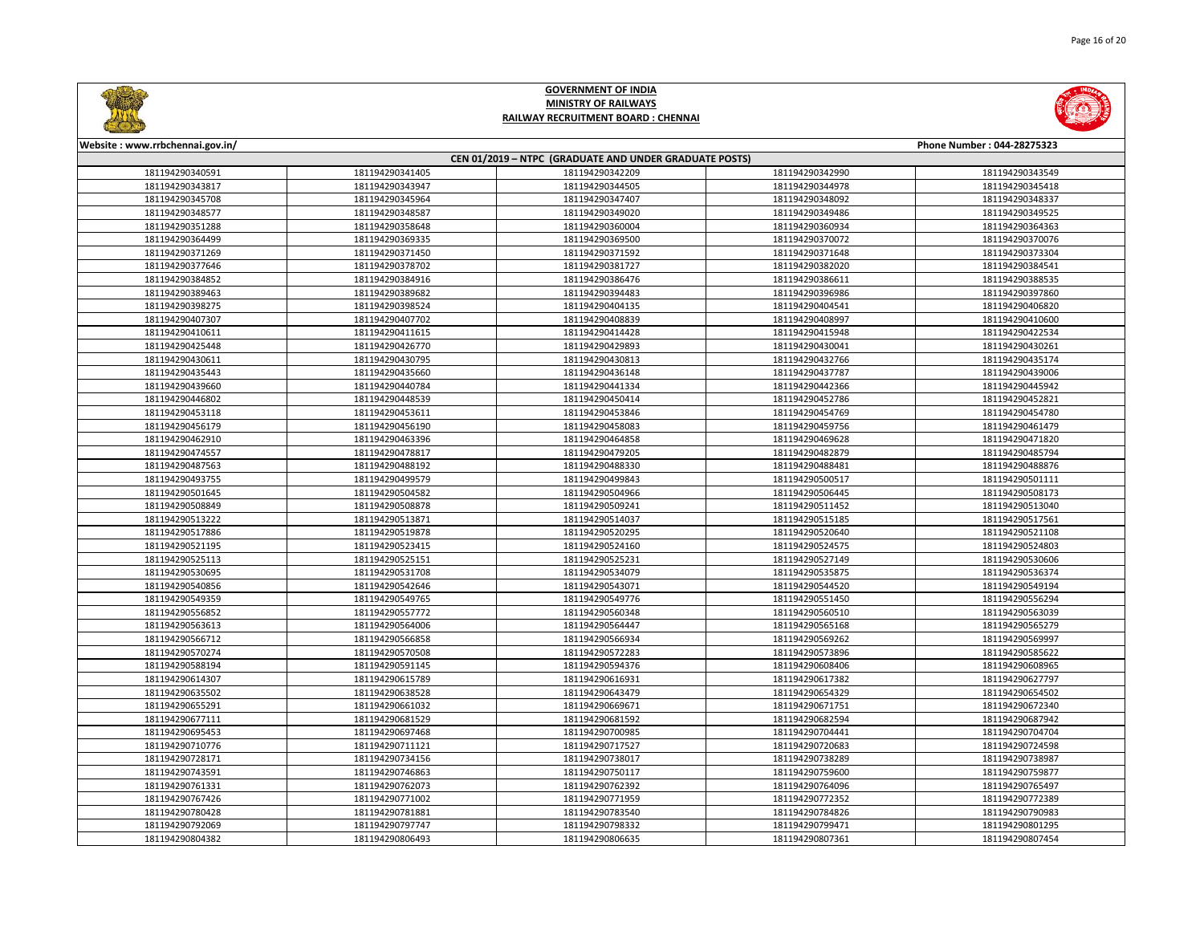# GOVERNMENT OF INDIA
## MINISTRY OF RAILWAYS
## RAILWAY RECRUITMENT BOARD : CHENNAI

Website : www.rrbchennai.gov.in/ | Phone Number : 044-28275323

### CEN 01/2019 – NTPC (GRADUATE AND UNDER GRADUATE POSTS)

| | | | | |
|---|---|---|---|---|
| 181194290340591 | 181194290341405 | 181194290342209 | 181194290342990 | 181194290343549 |
| 181194290343817 | 181194290343947 | 181194290344505 | 181194290344978 | 181194290345418 |
| 181194290345708 | 181194290345964 | 181194290347407 | 181194290348092 | 181194290348337 |
| 181194290348577 | 181194290348587 | 181194290349020 | 181194290349486 | 181194290349525 |
| 181194290351288 | 181194290358648 | 181194290360004 | 181194290360934 | 181194290364363 |
| 181194290364499 | 181194290369335 | 181194290369500 | 181194290370072 | 181194290370076 |
| 181194290371269 | 181194290371450 | 181194290371592 | 181194290371648 | 181194290373304 |
| 181194290377646 | 181194290378702 | 181194290381727 | 181194290382020 | 181194290384541 |
| 181194290384852 | 181194290384916 | 181194290386476 | 181194290386611 | 181194290388535 |
| 181194290389463 | 181194290389682 | 181194290394483 | 181194290396986 | 181194290397860 |
| 181194290398275 | 181194290398524 | 181194290404135 | 181194290404541 | 181194290406820 |
| 181194290407307 | 181194290407702 | 181194290408839 | 181194290408997 | 181194290410600 |
| 181194290410611 | 181194290411615 | 181194290414428 | 181194290415948 | 181194290422534 |
| 181194290425448 | 181194290426770 | 181194290429893 | 181194290430041 | 181194290430261 |
| 181194290430611 | 181194290430795 | 181194290430813 | 181194290432766 | 181194290435174 |
| 181194290435443 | 181194290435660 | 181194290436148 | 181194290437787 | 181194290439006 |
| 181194290439660 | 181194290440784 | 181194290441334 | 181194290442366 | 181194290445942 |
| 181194290446802 | 181194290448539 | 181194290450414 | 181194290452786 | 181194290452821 |
| 181194290453118 | 181194290453611 | 181194290453846 | 181194290454769 | 181194290454780 |
| 181194290456179 | 181194290456190 | 181194290458083 | 181194290459756 | 181194290461479 |
| 181194290462910 | 181194290463396 | 181194290464858 | 181194290469628 | 181194290471820 |
| 181194290474557 | 181194290478817 | 181194290479205 | 181194290482879 | 181194290485794 |
| 181194290487563 | 181194290488192 | 181194290488330 | 181194290488481 | 181194290488876 |
| 181194290493755 | 181194290499579 | 181194290499843 | 181194290500517 | 181194290501111 |
| 181194290501645 | 181194290504582 | 181194290504966 | 181194290506445 | 181194290508173 |
| 181194290508849 | 181194290508878 | 181194290509241 | 181194290511452 | 181194290513040 |
| 181194290513222 | 181194290513871 | 181194290514037 | 181194290515185 | 181194290517561 |
| 181194290517886 | 181194290519878 | 181194290520295 | 181194290520640 | 181194290521108 |
| 181194290521195 | 181194290523415 | 181194290524160 | 181194290524575 | 181194290524803 |
| 181194290525113 | 181194290525151 | 181194290525231 | 181194290527149 | 181194290530606 |
| 181194290530695 | 181194290531708 | 181194290534079 | 181194290535875 | 181194290536374 |
| 181194290540856 | 181194290542646 | 181194290543071 | 181194290544520 | 181194290549194 |
| 181194290549359 | 181194290549765 | 181194290549776 | 181194290551450 | 181194290556294 |
| 181194290556852 | 181194290557772 | 181194290560348 | 181194290560510 | 181194290563039 |
| 181194290563613 | 181194290564006 | 181194290564447 | 181194290565168 | 181194290565279 |
| 181194290566712 | 181194290566858 | 181194290566934 | 181194290569262 | 181194290569997 |
| 181194290570274 | 181194290570508 | 181194290572283 | 181194290573896 | 181194290585622 |
| 181194290588194 | 181194290591145 | 181194290594376 | 181194290608406 | 181194290608965 |
| 181194290614307 | 181194290615789 | 181194290616931 | 181194290627382 | 181194290627797 |
| 181194290635502 | 181194290638528 | 181194290643479 | 181194290654329 | 181194290654502 |
| 181194290655291 | 181194290661032 | 181194290669671 | 181194290671751 | 181194290672340 |
| 181194290677111 | 181194290681529 | 181194290681592 | 181194290682594 | 181194290687942 |
| 181194290695453 | 181194290697468 | 181194290700985 | 181194290704441 | 181194290704704 |
| 181194290710776 | 181194290711121 | 181194290717527 | 181194290720683 | 181194290724598 |
| 181194290728171 | 181194290734156 | 181194290738017 | 181194290738289 | 181194290738987 |
| 181194290743591 | 181194290746863 | 181194290750117 | 181194290759600 | 181194290759877 |
| 181194290761331 | 181194290762073 | 181194290762392 | 181194290764096 | 181194290765497 |
| 181194290767426 | 181194290771002 | 181194290771959 | 181194290772352 | 181194290772389 |
| 181194290780428 | 181194290781881 | 181194290783540 | 181194290784826 | 181194290790983 |
| 181194290792069 | 181194290797747 | 181194290798332 | 181194290799471 | 181194290801295 |
| 181194290804382 | 181194290806493 | 181194290806635 | 181194290807361 | 181194290807454 |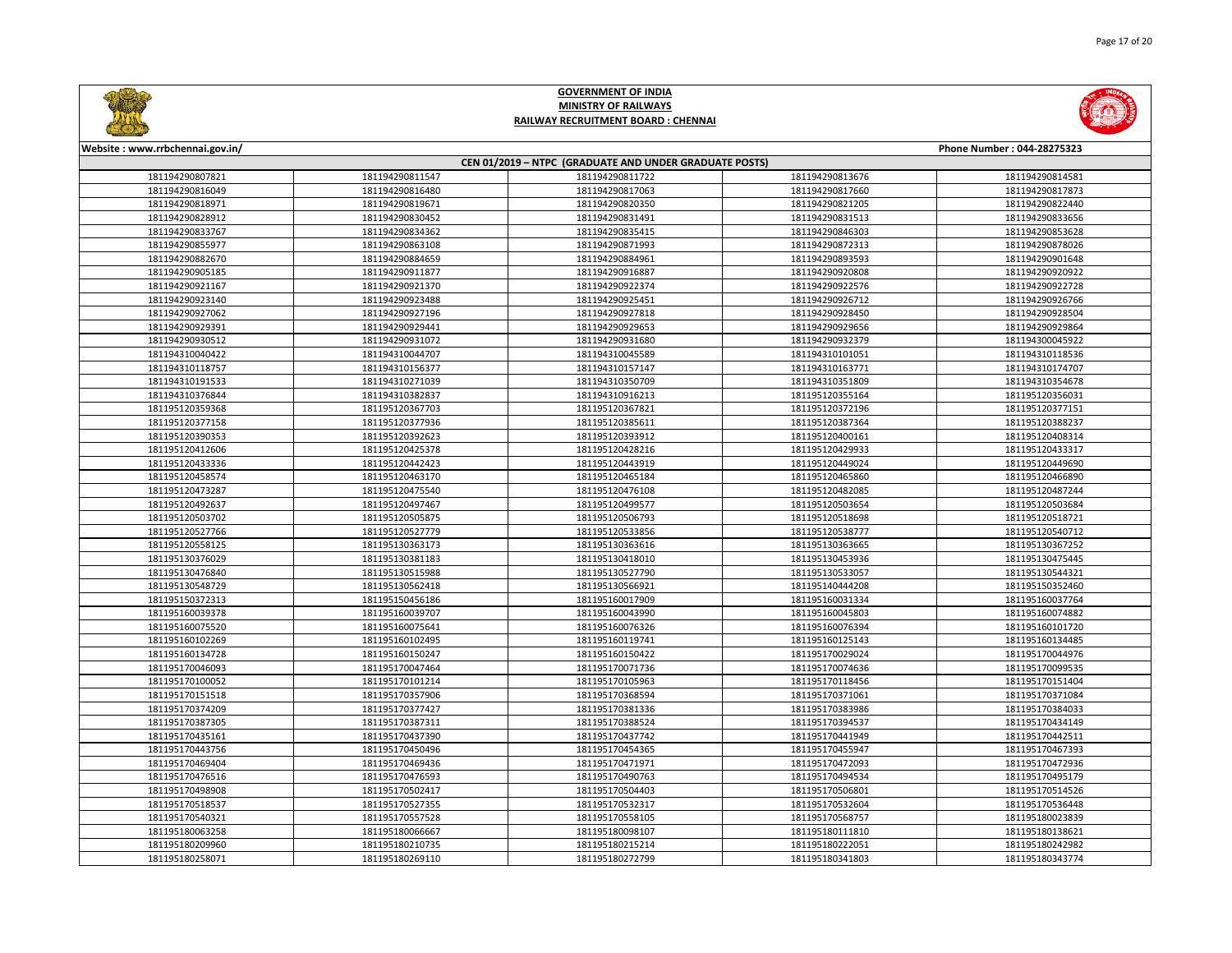# GOVERNMENT OF INDIA
## MINISTRY OF RAILWAYS
## RAILWAY RECRUITMENT BOARD : CHENNAI

Website : www.rrbchennai.gov.in/ | Phone Number : 044-28275323

### CEN 01/2019 – NTPC (GRADUATE AND UNDER GRADUATE POSTS)

| | | | | |
|---|---|---|---|---|
| 181194290807821 | 181194290811547 | 181194290811722 | 181194290813676 | 181194290814581 |
| 181194290816049 | 181194290816480 | 181194290817063 | 181194290817660 | 181194290817873 |
| 181194290818971 | 181194290819671 | 181194290820350 | 181194290821205 | 181194290822440 |
| 181194290828912 | 181194290830452 | 181194290831491 | 181194290831513 | 181194290833656 |
| 181194290833767 | 181194290834362 | 181194290835415 | 181194290846303 | 181194290853628 |
| 181194290855977 | 181194290863108 | 181194290871993 | 181194290872313 | 181194290878026 |
| 181194290882670 | 181194290884659 | 181194290884961 | 181194290893593 | 181194290901648 |
| 181194290905185 | 181194290911877 | 181194290916887 | 181194290920808 | 181194290920922 |
| 181194290921167 | 181194290921370 | 181194290922374 | 181194290922576 | 181194290922728 |
| 181194290923140 | 181194290923488 | 181194290925451 | 181194290926712 | 181194290926766 |
| 181194290927062 | 181194290927196 | 181194290927818 | 181194290928450 | 181194290928504 |
| 181194290929391 | 181194290929441 | 181194290929653 | 181194290929656 | 181194290929864 |
| 181194290930512 | 181194290931072 | 181194290931680 | 181194290932379 | 181194300045922 |
| 181194310040422 | 181194310044707 | 181194310045589 | 181194310101051 | 181194310118536 |
| 181194310118757 | 181194310156377 | 181194310157147 | 181194310163771 | 181194310174707 |
| 181194310191533 | 181194310271039 | 181194310350709 | 181194310351809 | 181194310354678 |
| 181194310376844 | 181194310382837 | 181194310916213 | 181195120355164 | 181195120356031 |
| 181195120359368 | 181195120367703 | 181195120367821 | 181195120372196 | 181195120377151 |
| 181195120377158 | 181195120377936 | 181195120385611 | 181195120387364 | 181195120388237 |
| 181195120390353 | 181195120392623 | 181195120393912 | 181195120400161 | 181195120408314 |
| 181195120412606 | 181195120425378 | 181195120428216 | 181195120429933 | 181195120433317 |
| 181195120433336 | 181195120442423 | 181195120443919 | 181195120449024 | 181195120449690 |
| 181195120458574 | 181195120463170 | 181195120465184 | 181195120465860 | 181195120466890 |
| 181195120473287 | 181195120475540 | 181195120476108 | 181195120482085 | 181195120487244 |
| 181195120492637 | 181195120497467 | 181195120499577 | 181195120503654 | 181195120503684 |
| 181195120503702 | 181195120505875 | 181195120506793 | 181195120518698 | 181195120518721 |
| 181195120527766 | 181195120527779 | 181195120533856 | 181195120538777 | 181195120540712 |
| 181195120558125 | 181195130363173 | 181195130363616 | 181195130363665 | 181195130367252 |
| 181195130376029 | 181195130381183 | 181195130418010 | 181195130453936 | 181195130475445 |
| 181195130476840 | 181195130515988 | 181195130527790 | 181195130533057 | 181195130544321 |
| 181195130548729 | 181195130562418 | 181195130566921 | 181195140444208 | 181195150352460 |
| 181195150372313 | 181195150456186 | 181195160017909 | 181195160031334 | 181195160037764 |
| 181195160039378 | 181195160039707 | 181195160043990 | 181195160045803 | 181195160074882 |
| 181195160075520 | 181195160075641 | 181195160076326 | 181195160076394 | 181195160101720 |
| 181195160102269 | 181195160102495 | 181195160119741 | 181195160125143 | 181195160134485 |
| 181195160134728 | 181195160150247 | 181195160150422 | 181195170029024 | 181195170044976 |
| 181195170046093 | 181195170047464 | 181195170071736 | 181195170074636 | 181195170099535 |
| 181195170100052 | 181195170101214 | 181195170105963 | 181195170118456 | 181195170151404 |
| 181195170151518 | 181195170357906 | 181195170368594 | 181195170371061 | 181195170371084 |
| 181195170374209 | 181195170377427 | 181195170381336 | 181195170383986 | 181195170384033 |
| 181195170387305 | 181195170387311 | 181195170388524 | 181195170394537 | 181195170434149 |
| 181195170435161 | 181195170437390 | 181195170437742 | 181195170441949 | 181195170442511 |
| 181195170443756 | 181195170450496 | 181195170454365 | 181195170455947 | 181195170467393 |
| 181195170469404 | 181195170469436 | 181195170471971 | 181195170472093 | 181195170472936 |
| 181195170476516 | 181195170476593 | 181195170490763 | 181195170494534 | 181195170495179 |
| 181195170498908 | 181195170502417 | 181195170504403 | 181195170506801 | 181195170514526 |
| 181195170518537 | 181195170527355 | 181195170532317 | 181195170532604 | 181195170536448 |
| 181195170540321 | 181195170557528 | 181195170558105 | 181195170568757 | 181195180023839 |
| 181195180063258 | 181195180066667 | 181195180098107 | 181195180111810 | 181195180138621 |
| 181195180209960 | 181195180210735 | 181195180215214 | 181195180222051 | 181195180242982 |
| 181195180258071 | 181195180269110 | 181195180272799 | 181195180341803 | 181195180343774 |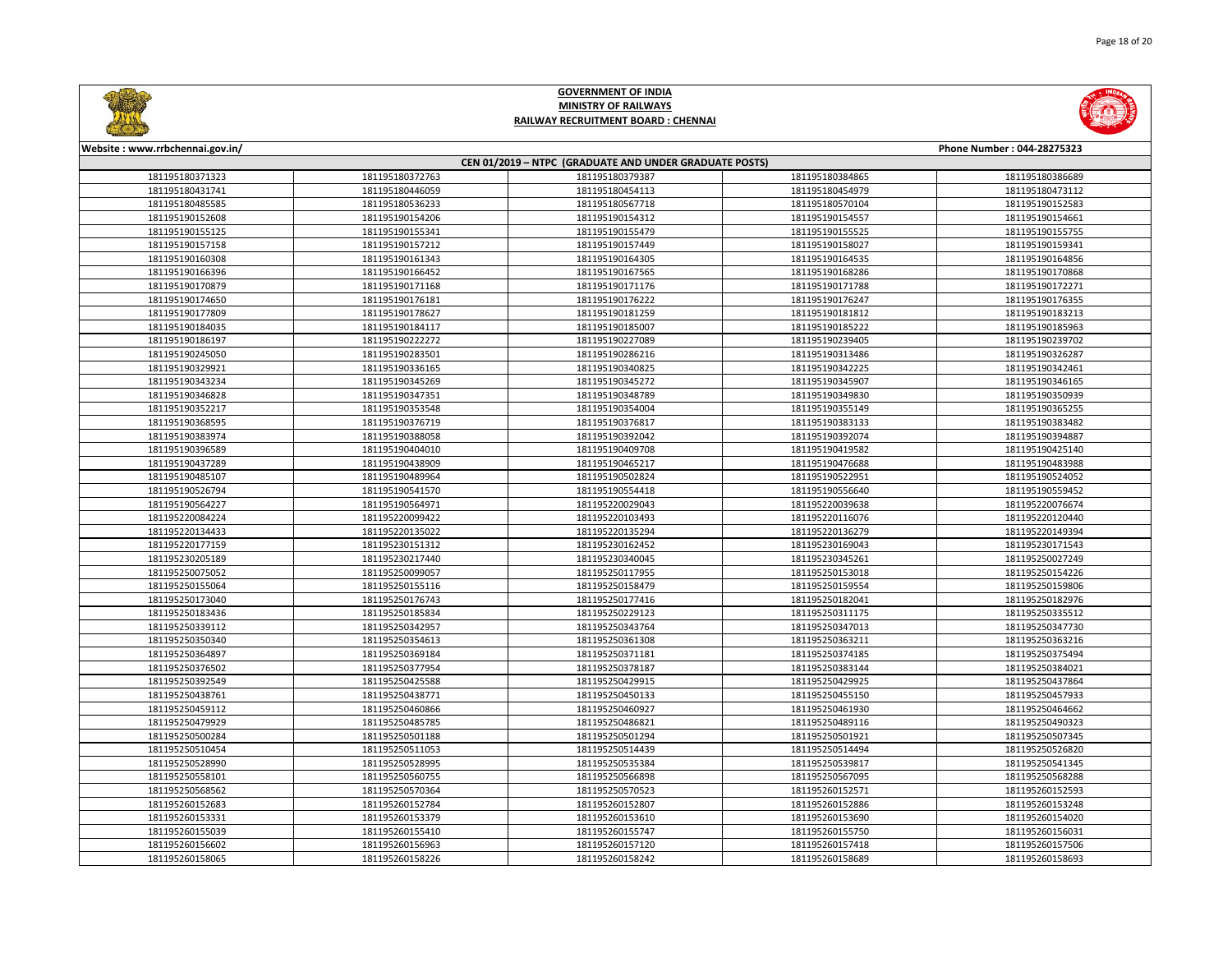**GOVERNMENT OF INDIA**
**MINISTRY OF RAILWAYS**
**RAILWAY RECRUITMENT BOARD : CHENNAI**

Website : www.rrbchennai.gov.in/ Phone Number : 044-28275323

**CEN 01/2019 – NTPC (GRADUATE AND UNDER GRADUATE POSTS)**

| | | | | |
|---|---|---|---|---|
| 181195180371323 | 181195180372763 | 181195180379387 | 181195180384865 | 181195180386689 |
| 181195180431741 | 181195180446059 | 181195180454113 | 181195180454979 | 181195180473112 |
| 181195180485585 | 181195180536233 | 181195180567718 | 181195180570104 | 181195190152583 |
| 181195190152608 | 181195190154206 | 181195190154312 | 181195190154557 | 181195190154661 |
| 181195190155125 | 181195190155341 | 181195190155479 | 181195190155525 | 181195190155755 |
| 181195190157158 | 181195190157212 | 181195190157449 | 181195190158027 | 181195190159341 |
| 181195190160308 | 181195190161343 | 181195190164305 | 181195190164535 | 181195190164856 |
| 181195190166396 | 181195190166452 | 181195190167565 | 181195190168286 | 181195190170868 |
| 181195190170879 | 181195190171168 | 181195190171176 | 181195190171788 | 181195190172271 |
| 181195190174650 | 181195190176181 | 181195190176222 | 181195190176247 | 181195190176355 |
| 181195190177809 | 181195190178627 | 181195190181259 | 181195190181812 | 181195190183213 |
| 181195190184035 | 181195190184117 | 181195190185007 | 181195190185222 | 181195190185963 |
| 181195190186197 | 181195190222272 | 181195190227089 | 181195190239405 | 181195190239702 |
| 181195190245050 | 181195190283501 | 181195190286216 | 181195190313486 | 181195190326287 |
| 181195190329921 | 181195190336165 | 181195190340825 | 181195190342225 | 181195190342461 |
| 181195190343234 | 181195190345269 | 181195190345272 | 181195190345907 | 181195190346165 |
| 181195190346828 | 181195190347351 | 181195190348789 | 181195190349830 | 181195190350939 |
| 181195190352217 | 181195190353548 | 181195190354004 | 181195190355149 | 181195190365255 |
| 181195190368595 | 181195190376719 | 181195190376817 | 181195190383133 | 181195190383482 |
| 181195190383974 | 181195190388058 | 181195190392042 | 181195190392074 | 181195190394887 |
| 181195190396589 | 181195190404010 | 181195190409708 | 181195190419582 | 181195190425140 |
| 181195190437289 | 181195190438909 | 181195190465217 | 181195190476688 | 181195190483988 |
| 181195190485107 | 181195190489964 | 181195190502824 | 181195190522951 | 181195190524052 |
| 181195190526794 | 181195190541570 | 181195190554418 | 181195190556640 | 181195190559452 |
| 181195190564227 | 181195190564971 | 181195220029043 | 181195220039638 | 181195220076674 |
| 181195220084224 | 181195220099422 | 181195220103493 | 181195220116076 | 181195220120440 |
| 181195220134433 | 181195220135022 | 181195220135294 | 181195220136279 | 181195220149394 |
| 181195220177159 | 181195230151312 | 181195230162452 | 181195230169043 | 181195230171543 |
| 181195230205189 | 181195230217440 | 181195230340045 | 181195230345261 | 181195250027249 |
| 181195250075052 | 181195250099057 | 181195250117955 | 181195250153018 | 181195250154226 |
| 181195250155064 | 181195250155116 | 181195250158479 | 181195250159554 | 181195250159806 |
| 181195250173040 | 181195250176743 | 181195250177416 | 181195250182041 | 181195250182976 |
| 181195250183436 | 181195250185834 | 181195250229123 | 181195250311175 | 181195250335512 |
| 181195250339112 | 181195250342957 | 181195250343764 | 181195250347013 | 181195250347730 |
| 181195250350340 | 181195250354613 | 181195250361308 | 181195250363211 | 181195250363216 |
| 181195250364897 | 181195250369184 | 181195250371181 | 181195250374185 | 181195250375494 |
| 181195250376502 | 181195250377954 | 181195250378187 | 181195250383144 | 181195250384021 |
| 181195250392549 | 181195250425588 | 181195250429915 | 181195250429925 | 181195250437864 |
| 181195250438761 | 181195250438771 | 181195250450133 | 181195250455150 | 181195250457933 |
| 181195250459112 | 181195250460866 | 181195250460927 | 181195250461930 | 181195250464662 |
| 181195250479929 | 181195250485785 | 181195250486821 | 181195250489116 | 181195250490323 |
| 181195250500284 | 181195250501188 | 181195250501294 | 181195250501921 | 181195250507345 |
| 181195250510454 | 181195250511053 | 181195250514439 | 181195250514494 | 181195250526820 |
| 181195250528990 | 181195250528995 | 181195250535384 | 181195250539817 | 181195250541345 |
| 181195250558101 | 181195250560755 | 181195250566898 | 181195250567095 | 181195250568288 |
| 181195250568562 | 181195250570364 | 181195250570523 | 181195260152571 | 181195260152593 |
| 181195260152683 | 181195260152784 | 181195260152807 | 181195260152886 | 181195260153248 |
| 181195260153331 | 181195260153379 | 181195260153610 | 181195260153690 | 181195260154020 |
| 181195260155039 | 181195260155410 | 181195260155747 | 181195260155750 | 181195260156031 |
| 181195260156602 | 181195260156963 | 181195260157120 | 181195260157418 | 181195260157506 |
| 181195260158065 | 181195260158226 | 181195260158242 | 181195260158689 | 181195260158693 |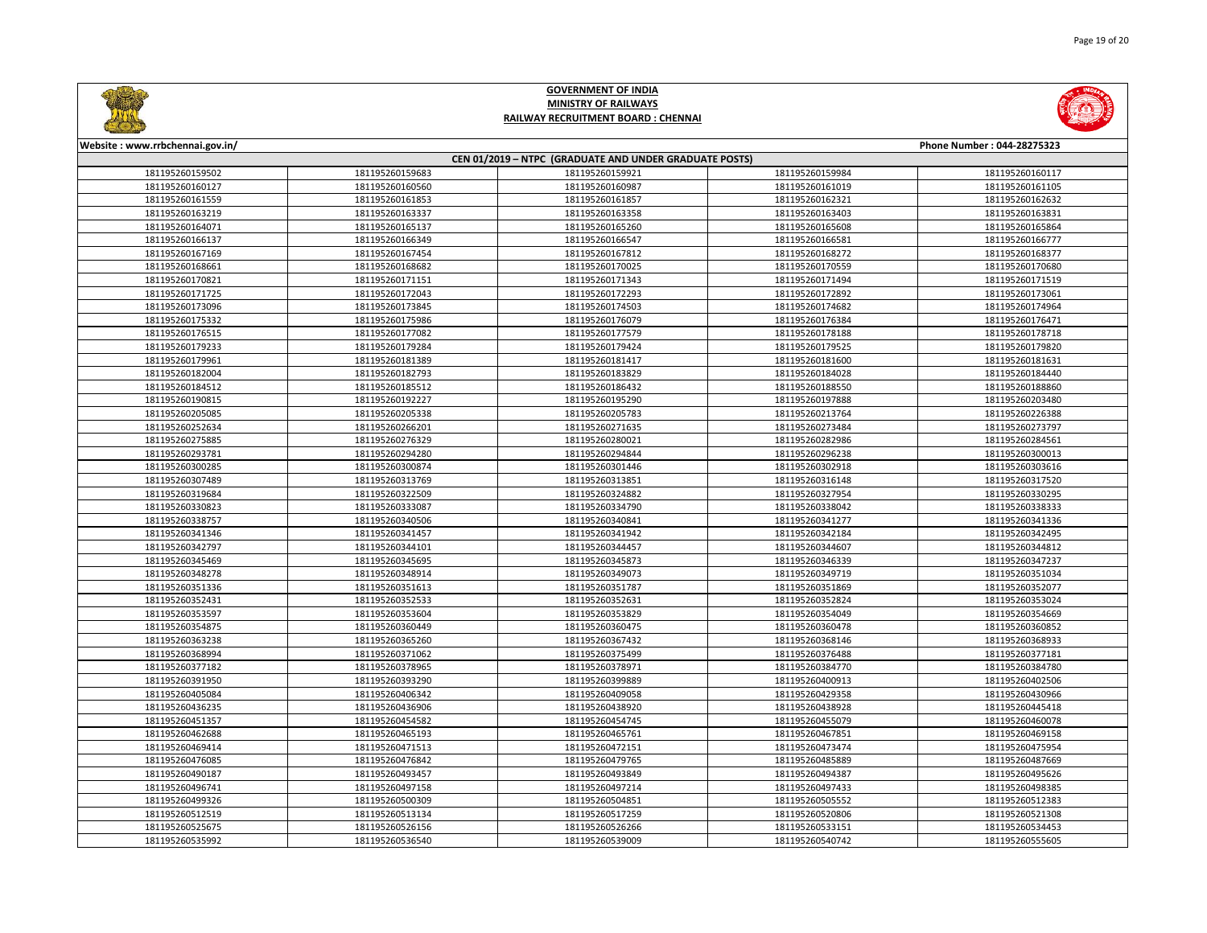# GOVERNMENT OF INDIA
## MINISTRY OF RAILWAYS
## RAILWAY RECRUITMENT BOARD : CHENNAI

Website : www.rrbchennai.gov.in/ | Phone Number : 044-28275323

### CEN 01/2019 – NTPC (GRADUATE AND UNDER GRADUATE POSTS)

| | | | | |
|---|---|---|---|---|
| 181195260159502 | 181195260159683 | 181195260159921 | 181195260159984 | 181195260160117 |
| 181195260160127 | 181195260160560 | 181195260160987 | 181195260161019 | 181195260161105 |
| 181195260161559 | 181195260161853 | 181195260161857 | 181195260162321 | 181195260162632 |
| 181195260163219 | 181195260163337 | 181195260163358 | 181195260163403 | 181195260163831 |
| 181195260164071 | 181195260165137 | 181195260165260 | 181195260165608 | 181195260165864 |
| 181195260166137 | 181195260166349 | 181195260166547 | 181195260166581 | 181195260166777 |
| 181195260167169 | 181195260167454 | 181195260167812 | 181195260168272 | 181195260168377 |
| 181195260168661 | 181195260168682 | 181195260170025 | 181195260170559 | 181195260170680 |
| 181195260170821 | 181195260171151 | 181195260171343 | 181195260171494 | 181195260171519 |
| 181195260171725 | 181195260172043 | 181195260172293 | 181195260172892 | 181195260173061 |
| 181195260173096 | 181195260173845 | 181195260174503 | 181195260174682 | 181195260174964 |
| 181195260175332 | 181195260175986 | 181195260176079 | 181195260176384 | 181195260176471 |
| 181195260176515 | 181195260177082 | 181195260177579 | 181195260178188 | 181195260178718 |
| 181195260179233 | 181195260179284 | 181195260179424 | 181195260179525 | 181195260179820 |
| 181195260179961 | 181195260181389 | 181195260181417 | 181195260181600 | 181195260181631 |
| 181195260182004 | 181195260182793 | 181195260183829 | 181195260184028 | 181195260184440 |
| 181195260184512 | 181195260185512 | 181195260186432 | 181195260188550 | 181195260188860 |
| 181195260190815 | 181195260192227 | 181195260195290 | 181195260197888 | 181195260203480 |
| 181195260205085 | 181195260205338 | 181195260205783 | 181195260213764 | 181195260226388 |
| 181195260252634 | 181195260266201 | 181195260271635 | 181195260273484 | 181195260273797 |
| 181195260275885 | 181195260276329 | 181195260280021 | 181195260282986 | 181195260284561 |
| 181195260293781 | 181195260294280 | 181195260294844 | 181195260296238 | 181195260300013 |
| 181195260300285 | 181195260300874 | 181195260301446 | 181195260302918 | 181195260303616 |
| 181195260307489 | 181195260313769 | 181195260313851 | 181195260316148 | 181195260317520 |
| 181195260319684 | 181195260322509 | 181195260324882 | 181195260327954 | 181195260330295 |
| 181195260330823 | 181195260333087 | 181195260334790 | 181195260338042 | 181195260338333 |
| 181195260338757 | 181195260340506 | 181195260340841 | 181195260341277 | 181195260341336 |
| 181195260341346 | 181195260341457 | 181195260341942 | 181195260342184 | 181195260342495 |
| 181195260342797 | 181195260344101 | 181195260344457 | 181195260344607 | 181195260344812 |
| 181195260345469 | 181195260345695 | 181195260345873 | 181195260346339 | 181195260347237 |
| 181195260348278 | 181195260348914 | 181195260349073 | 181195260349719 | 181195260351034 |
| 181195260351336 | 181195260351613 | 181195260351787 | 181195260351869 | 181195260352077 |
| 181195260352431 | 181195260352533 | 181195260352631 | 181195260352824 | 181195260353024 |
| 181195260353597 | 181195260353604 | 181195260353829 | 181195260354049 | 181195260354669 |
| 181195260354875 | 181195260360449 | 181195260360475 | 181195260360478 | 181195260360852 |
| 181195260363238 | 181195260365260 | 181195260367432 | 181195260368146 | 181195260368933 |
| 181195260368994 | 181195260371062 | 181195260375499 | 181195260376488 | 181195260377181 |
| 181195260377182 | 181195260378965 | 181195260378971 | 181195260384770 | 181195260384780 |
| 181195260391950 | 181195260393290 | 181195260399889 | 181195260400913 | 181195260402506 |
| 181195260405084 | 181195260406342 | 181195260409058 | 181195260429358 | 181195260430966 |
| 181195260436235 | 181195260436906 | 181195260438920 | 181195260438928 | 181195260445418 |
| 181195260451357 | 181195260454582 | 181195260454745 | 181195260455079 | 181195260460078 |
| 181195260462688 | 181195260465193 | 181195260465761 | 181195260467851 | 181195260469158 |
| 181195260469414 | 181195260471513 | 181195260472151 | 181195260473474 | 181195260475954 |
| 181195260476085 | 181195260476842 | 181195260479765 | 181195260485889 | 181195260487669 |
| 181195260490187 | 181195260493457 | 181195260493849 | 181195260494387 | 181195260495626 |
| 181195260496741 | 181195260497158 | 181195260497214 | 181195260497433 | 181195260498385 |
| 181195260499326 | 181195260500309 | 181195260504851 | 181195260505552 | 181195260512383 |
| 181195260512519 | 181195260513134 | 181195260517259 | 181195260520806 | 181195260521308 |
| 181195260525675 | 181195260526156 | 181195260526266 | 181195260533151 | 181195260534453 |
| 181195260535992 | 181195260536540 | 181195260539009 | 181195260540742 | 181195260555605 |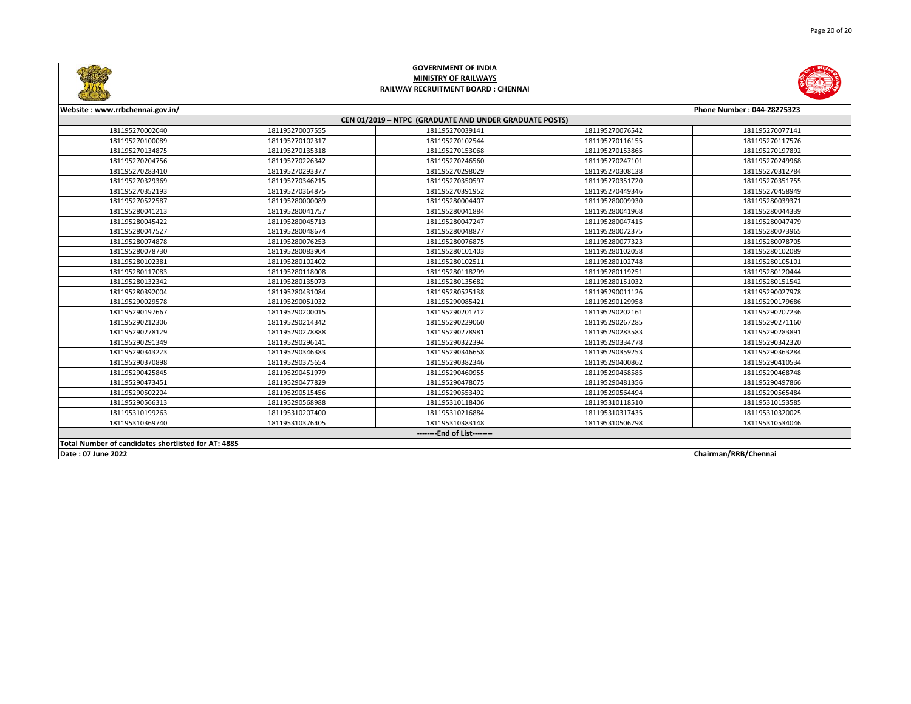**GOVERNMENT OF INDIA**
**MINISTRY OF RAILWAYS**
**RAILWAY RECRUITMENT BOARD : CHENNAI**

**Website : www.rrbchennai.gov.in/** **Phone Number : 044-28275323**

**CEN 01/2019 – NTPC (GRADUATE AND UNDER GRADUATE POSTS)**

| | | | | |
|---|---|---|---|---|
| 181195270002040 | 181195270007555 | 181195270039141 | 181195270076542 | 181195270077141 |
| 181195270100089 | 181195270102317 | 181195270102544 | 181195270116155 | 181195270117576 |
| 181195270134875 | 181195270135318 | 181195270153068 | 181195270153865 | 181195270197892 |
| 181195270204756 | 181195270226342 | 181195270246560 | 181195270247101 | 181195270249968 |
| 181195270283410 | 181195270293377 | 181195270298029 | 181195270308138 | 181195270312784 |
| 181195270329369 | 181195270346215 | 181195270350597 | 181195270351720 | 181195270351755 |
| 181195270352193 | 181195270364875 | 181195270391952 | 181195270449346 | 181195270458949 |
| 181195270522587 | 181195280000089 | 181195280004407 | 181195280009930 | 181195280039371 |
| 181195280041213 | 181195280041757 | 181195280041884 | 181195280041968 | 181195280044339 |
| 181195280045422 | 181195280045713 | 181195280047247 | 181195280047415 | 181195280047479 |
| 181195280047527 | 181195280048674 | 181195280048877 | 181195280072375 | 181195280073965 |
| 181195280074878 | 181195280076253 | 181195280076875 | 181195280077323 | 181195280078705 |
| 181195280078730 | 181195280083904 | 181195280101403 | 181195280102058 | 181195280102089 |
| 181195280102381 | 181195280102402 | 181195280102511 | 181195280102748 | 181195280105101 |
| 181195280117083 | 181195280118008 | 181195280118299 | 181195280119251 | 181195280120444 |
| 181195280132342 | 181195280135073 | 181195280135682 | 181195280151032 | 181195280151542 |
| 181195280392004 | 181195280431084 | 181195280525138 | 181195290011126 | 181195290027978 |
| 181195290029578 | 181195290051032 | 181195290085421 | 181195290129958 | 181195290179686 |
| 181195290197667 | 181195290200015 | 181195290201712 | 181195290202161 | 181195290207236 |
| 181195290212306 | 181195290214342 | 181195290229060 | 181195290267285 | 181195290271160 |
| 181195290278129 | 181195290278888 | 181195290278981 | 181195290283583 | 181195290283891 |
| 181195290291349 | 181195290296141 | 181195290322394 | 181195290334778 | 181195290342320 |
| 181195290343223 | 181195290346383 | 181195290346658 | 181195290359253 | 181195290363284 |
| 181195290370898 | 181195290375654 | 181195290382346 | 181195290400862 | 181195290410534 |
| 181195290425845 | 181195290451979 | 181195290460955 | 181195290468585 | 181195290468748 |
| 181195290473451 | 181195290477829 | 181195290478075 | 181195290481356 | 181195290497866 |
| 181195290502204 | 181195290515456 | 181195290553492 | 181195290564494 | 181195290565484 |
| 181195290566313 | 181195290568988 | 181195310118406 | 181195310118510 | 181195310153585 |
| 181195310199263 | 181195310207400 | 181195310216884 | 181195310317435 | 181195310320025 |
| 181195310369740 | 181195310376405 | 181195310383148 | 181195310506798 | 181195310534046 |

--------End of List--------

**Total Number of candidates shortlisted for AT: 4885**

**Date : 07 June 2022** **Chairman/RRB/Chennai**